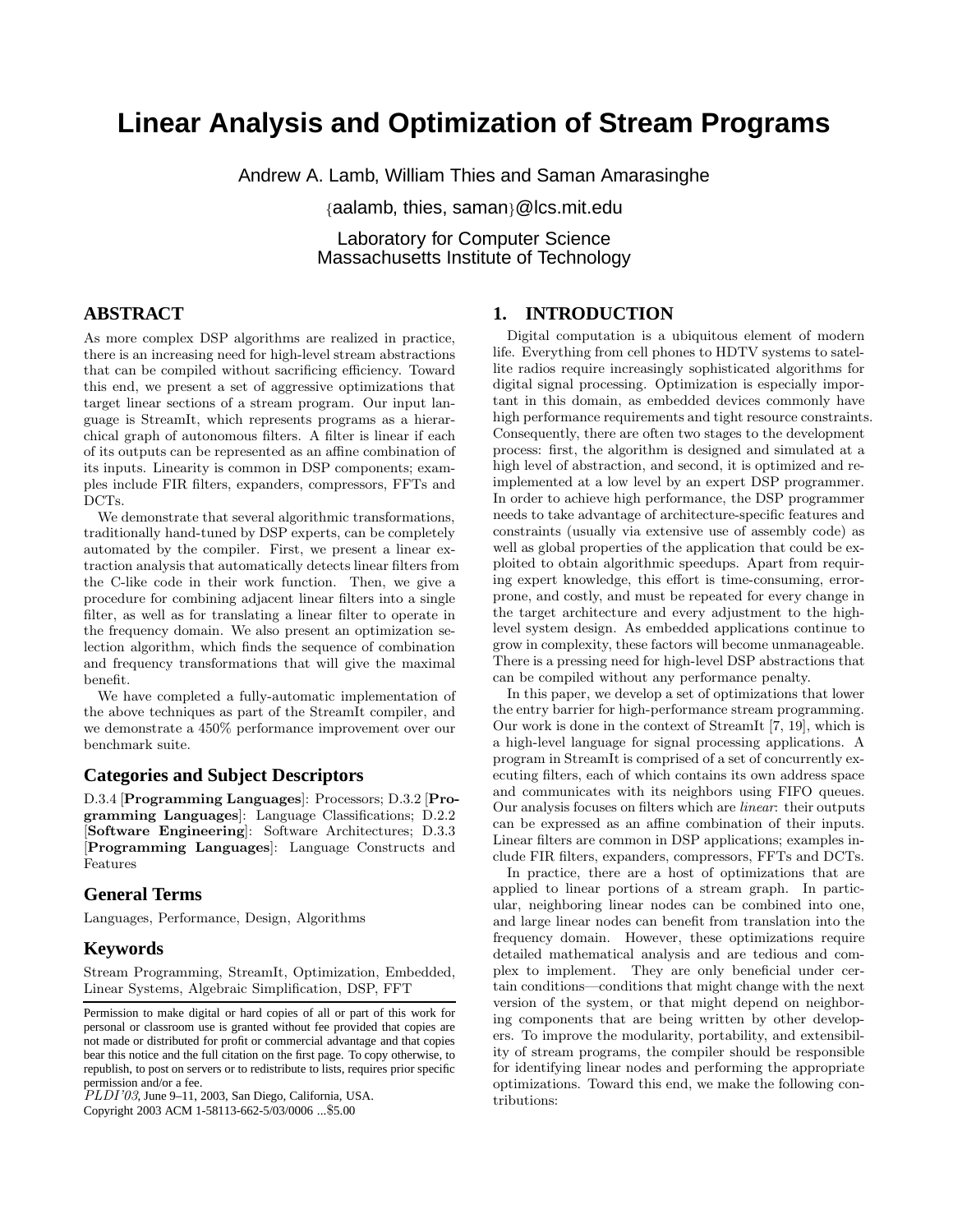# Linear Analysis and Optimization of Stream Programs

Andrew A. Lamb, William Thies and Saman Amarasinghe

{aalamb, thies, saman}@lcs.mit.edu

Laboratory for Computer Science
Massachusetts Institute of Technology

## ABSTRACT

As more complex DSP algorithms are realized in practice, there is an increasing need for high-level stream abstractions that can be compiled without sacrificing efficiency. Toward this end, we present a set of aggressive optimizations that target linear sections of a stream program. Our input language is StreamIt, which represents programs as a hierarchical graph of autonomous filters. A filter is linear if each of its outputs can be represented as an affine combination of its inputs. Linearity is common in DSP components; examples include FIR filters, expanders, compressors, FFTs and DCTs.

We demonstrate that several algorithmic transformations, traditionally hand-tuned by DSP experts, can be completely automated by the compiler. First, we present a linear extraction analysis that automatically detects linear filters from the C-like code in their work function. Then, we give a procedure for combining adjacent linear filters into a single filter, as well as for translating a linear filter to operate in the frequency domain. We also present an optimization selection algorithm, which finds the sequence of combination and frequency transformations that will give the maximal benefit.

We have completed a fully-automatic implementation of the above techniques as part of the StreamIt compiler, and we demonstrate a 450% performance improvement over our benchmark suite.

### Categories and Subject Descriptors

D.3.4 [**Programming Languages**]: Processors; D.3.2 [**Programming Languages**]: Language Classifications; D.2.2 [**Software Engineering**]: Software Architectures; D.3.3 [**Programming Languages**]: Language Constructs and Features

### General Terms

Languages, Performance, Design, Algorithms

### Keywords

Stream Programming, StreamIt, Optimization, Embedded, Linear Systems, Algebraic Simplification, DSP, FFT

Permission to make digital or hard copies of all or part of this work for personal or classroom use is granted without fee provided that copies are not made or distributed for profit or commercial advantage and that copies bear this notice and the full citation on the first page. To copy otherwise, to republish, to post on servers or to redistribute to lists, requires prior specific permission and/or a fee.
*PLDI'03*, June 9–11, 2003, San Diego, California, USA.
Copyright 2003 ACM 1-58113-662-5/03/0006 ...$5.00

## 1. INTRODUCTION

Digital computation is a ubiquitous element of modern life. Everything from cell phones to HDTV systems to satellite radios require increasingly sophisticated algorithms for digital signal processing. Optimization is especially important in this domain, as embedded devices commonly have high performance requirements and tight resource constraints. Consequently, there are often two stages to the development process: first, the algorithm is designed and simulated at a high level of abstraction, and second, it is optimized and re-implemented at a low level by an expert DSP programmer. In order to achieve high performance, the DSP programmer needs to take advantage of architecture-specific features and constraints (usually via extensive use of assembly code) as well as global properties of the application that could be exploited to obtain algorithmic speedups. Apart from requiring expert knowledge, this effort is time-consuming, error-prone, and costly, and must be repeated for every change in the target architecture and every adjustment to the high-level system design. As embedded applications continue to grow in complexity, these factors will become unmanageable. There is a pressing need for high-level DSP abstractions that can be compiled without any performance penalty.

In this paper, we develop a set of optimizations that lower the entry barrier for high-performance stream programming. Our work is done in the context of StreamIt [7, 19], which is a high-level language for signal processing applications. A program in StreamIt is comprised of a set of concurrently executing filters, each of which contains its own address space and communicates with its neighbors using FIFO queues. Our analysis focuses on filters which are *linear*: their outputs can be expressed as an affine combination of their inputs. Linear filters are common in DSP applications; examples include FIR filters, expanders, compressors, FFTs and DCTs.

In practice, there are a host of optimizations that are applied to linear portions of a stream graph. In particular, neighboring linear nodes can be combined into one, and large linear nodes can benefit from translation into the frequency domain. However, these optimizations require detailed mathematical analysis and are tedious and complex to implement. They are only beneficial under certain conditions—conditions that might change with the next version of the system, or that might depend on neighboring components that are being written by other developers. To improve the modularity, portability, and extensibility of stream programs, the compiler should be responsible for identifying linear nodes and performing the appropriate optimizations. Toward this end, we make the following contributions: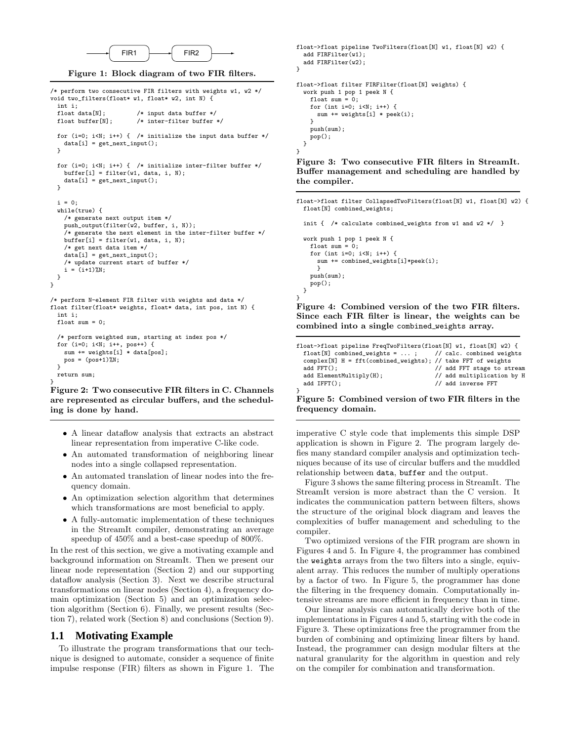```
FIR1 → FIR2
```

**Figure 1: Block diagram of two FIR filters.**

```
/* perform two consecutive FIR filters with weights w1, w2 */
void two_filters(float* w1, float* w2, int N) {
  int i;
  float data[N];         /* input data buffer */
  float buffer[N];       /* inter-filter buffer */

  for (i=0; i<N; i++) {  /* initialize the input data buffer */
    data[i] = get_next_input();
  }

  for (i=0; i<N; i++) {  /* initialize inter-filter buffer */
    buffer[i] = filter(w1, data, i, N);
    data[i] = get_next_input();
  }

  i = 0;
  while(true) {
    /* generate next output item */
    push_output(filter(w2, buffer, i, N));
    /* generate the next element in the inter-filter buffer */
    buffer[i] = filter(w1, data, i, N);
    /* get next data item */
    data[i] = get_next_input();
    /* update current start of buffer */
    i = (i+1)%N;
  }
}

/* perform N-element FIR filter with weights and data */
float filter(float* weights, float* data, int pos, int N) {
  int i;
  float sum = 0;

  /* perform weighted sum, starting at index pos */
  for (i=0; i<N; i++, pos++) {
    sum += weights[i] * data[pos];
    pos = (pos+1)%N;
  }
  return sum;
}
```

**Figure 2: Two consecutive FIR filters in C. Channels are represented as circular buffers, and the scheduling is done by hand.**

- A linear dataflow analysis that extracts an abstract linear representation from imperative C-like code.
- An automated transformation of neighboring linear nodes into a single collapsed representation.
- An automated translation of linear nodes into the frequency domain.
- An optimization selection algorithm that determines which transformations are most beneficial to apply.
- A fully-automatic implementation of these techniques in the StreamIt compiler, demonstrating an average speedup of 450% and a best-case speedup of 800%.

In the rest of this section, we give a motivating example and background information on StreamIt. Then we present our linear node representation (Section 2) and our supporting dataflow analysis (Section 3). Next we describe structural transformations on linear nodes (Section 4), a frequency domain optimization (Section 5) and an optimization selection algorithm (Section 6). Finally, we present results (Section 7), related work (Section 8) and conclusions (Section 9).

## 1.1 Motivating Example

To illustrate the program transformations that our technique is designed to automate, consider a sequence of finite impulse response (FIR) filters as shown in Figure 1. The imperative C style code that implements this simple DSP application is shown in Figure 2. The program largely defies many standard compiler analysis and optimization techniques because of its use of circular buffers and the muddled relationship between `data`, `buffer` and the output.

```
float->float pipeline TwoFilters(float[N] w1, float[N] w2) {
  add FIRFilter(w1);
  add FIRFilter(w2);
}

float->float filter FIRFilter(float[N] weights) {
  work push 1 pop 1 peek N {
    float sum = 0;
    for (int i=0; i<N; i++) {
      sum += weights[i] * peek(i);
    }
    push(sum);
    pop();
  }
}
```

**Figure 3: Two consecutive FIR filters in StreamIt. Buffer management and scheduling are handled by the compiler.**

```
float->float filter CollapsedTwoFilters(float[N] w1, float[N] w2) {
  float[N] combined_weights;

  init {  /* calculate combined_weights from w1 and w2 */  }

  work push 1 pop 1 peek N {
    float sum = 0;
    for (int i=0; i<N; i++) {
      sum += combined_weights[i]*peek(i);
      }
    push(sum);
    pop();
  }
}
```

**Figure 4: Combined version of the two FIR filters. Since each FIR filter is linear, the weights can be combined into a single combined_weights array.**

```
float->float pipeline FreqTwoFilters(float[N] w1, float[N] w2) {
  float[N] combined_weights = ... ;       // calc. combined weights
  complex[N] H = fft(combined_weights); // take FFT of weights
  add FFT();                             // add FFT stage to stream
  add ElementMultiply(H);                // add multiplication by H
  add IFFT();                            // add inverse FFT
}
```

**Figure 5: Combined version of two FIR filters in the frequency domain.**

Figure 3 shows the same filtering process in StreamIt. The StreamIt version is more abstract than the C version. It indicates the communication pattern between filters, shows the structure of the original block diagram and leaves the complexities of buffer management and scheduling to the compiler.

Two optimized versions of the FIR program are shown in Figures 4 and 5. In Figure 4, the programmer has combined the `weights` arrays from the two filters into a single, equivalent array. This reduces the number of multiply operations by a factor of two. In Figure 5, the programmer has done the filtering in the frequency domain. Computationally intensive streams are more efficient in frequency than in time.

Our linear analysis can automatically derive both of the implementations in Figures 4 and 5, starting with the code in Figure 3. These optimizations free the programmer from the burden of combining and optimizing linear filters by hand. Instead, the programmer can design modular filters at the natural granularity for the algorithm in question and rely on the compiler for combination and transformation.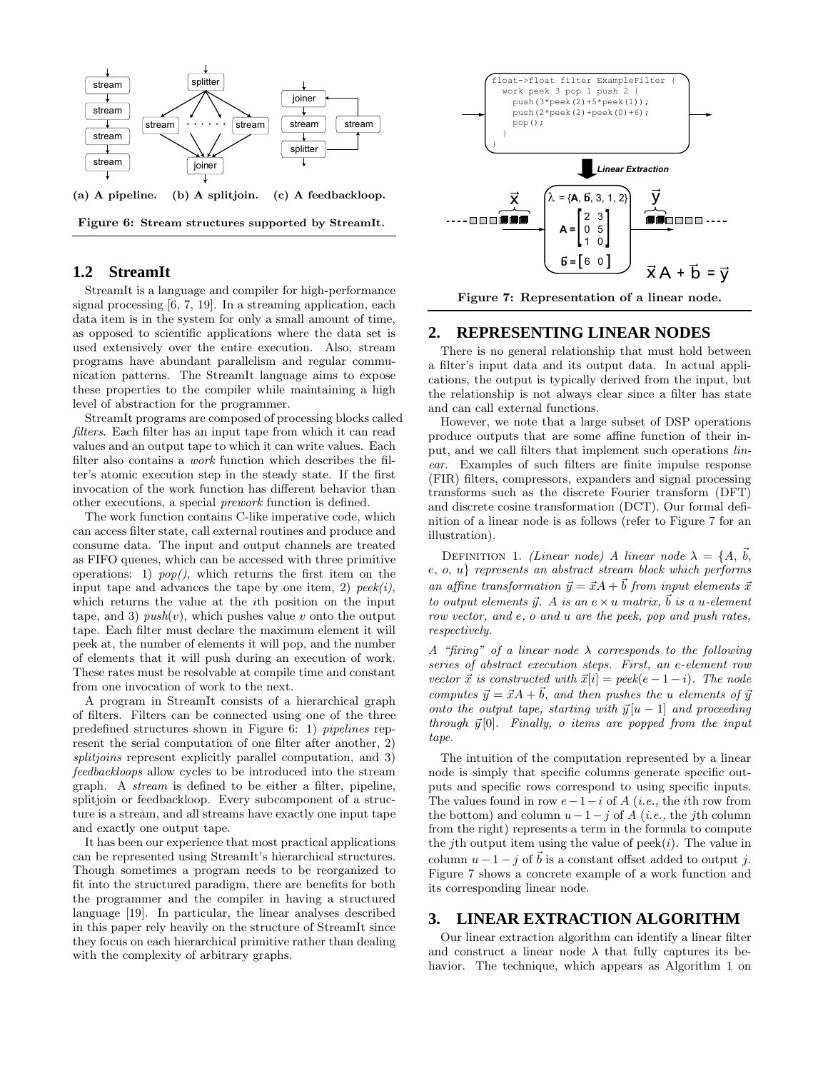(a) A pipeline. (b) A splitjoin. (c) A feedbackloop.

**Figure 6: Stream structures supported by StreamIt.**

## 1.2 StreamIt

StreamIt is a language and compiler for high-performance signal processing [6, 7, 19]. In a streaming application, each data item is in the system for only a small amount of time, as opposed to scientific applications where the data set is used extensively over the entire execution. Also, stream programs have abundant parallelism and regular communication patterns. The StreamIt language aims to expose these properties to the compiler while maintaining a high level of abstraction for the programmer.

StreamIt programs are composed of processing blocks called *filters*. Each filter has an input tape from which it can read values and an output tape to which it can write values. Each filter also contains a *work* function which describes the filter's atomic execution step in the steady state. If the first invocation of the work function has different behavior than other executions, a special *prework* function is defined.

The work function contains C-like imperative code, which can access filter state, call external routines and produce and consume data. The input and output channels are treated as FIFO queues, which can be accessed with three primitive operations: 1) *pop()*, which returns the first item on the input tape and advances the tape by one item, 2) *peek(i)*, which returns the value at the $i$th position on the input tape, and 3) *push*($v$), which pushes value $v$ onto the output tape. Each filter must declare the maximum element it will peek at, the number of elements it will pop, and the number of elements that it will push during an execution of work. These rates must be resolvable at compile time and constant from one invocation of work to the next.

A program in StreamIt consists of a hierarchical graph of filters. Filters can be connected using one of the three predefined structures shown in Figure 6: 1) *pipelines* represent the serial computation of one filter after another, 2) *splitjoins* represent explicitly parallel computation, and 3) *feedbackloops* allow cycles to be introduced into the stream graph. A *stream* is defined to be either a filter, pipeline, splitjoin or feedbackloop. Every subcomponent of a structure is a stream, and all streams have exactly one input tape and exactly one output tape.

It has been our experience that most practical applications can be represented using StreamIt's hierarchical structures. Though sometimes a program needs to be reorganized to fit into the structured paradigm, there are benefits for both the programmer and the compiler in having a structured language [19]. In particular, the linear analyses described in this paper rely heavily on the structure of StreamIt since they focus on each hierarchical primitive rather than dealing with the complexity of arbitrary graphs.

```
float->float filter ExampleFilter {
  work peek 3 pop 1 push 2 {
    push(3*peek(2)+5*peek(1));
    push(2*peek(2)+peek(0)+6);
    pop();
  }
}
```

Linear Extraction

$\lambda = \{\mathbf{A}, \vec{b}, 3, 1, 2\}$

$$\mathbf{A} = \begin{bmatrix} 2 & 3 \\ 0 & 5 \\ 1 & 0 \end{bmatrix} \qquad \vec{b} = \begin{bmatrix} 6 & 0 \end{bmatrix} \qquad \vec{x}\mathbf{A} + \vec{b} = \vec{y}$$

**Figure 7: Representation of a linear node.**

# 2. REPRESENTING LINEAR NODES

There is no general relationship that must hold between a filter's input data and its output data. In actual applications, the output is typically derived from the input, but the relationship is not always clear since a filter has state and can call external functions.

However, we note that a large subset of DSP operations produce outputs that are some affine function of their input, and we call filters that implement such operations *linear*. Examples of such filters are finite impulse response (FIR) filters, compressors, expanders and signal processing transforms such as the discrete Fourier transform (DFT) and discrete cosine transformation (DCT). Our formal definition of a linear node is as follows (refer to Figure 7 for an illustration).

Definition 1. *(Linear node) A linear node $\lambda = \{A, \vec{b}, e, o, u\}$ represents an abstract stream block which performs an affine transformation $\vec{y} = \vec{x}A + \vec{b}$ from input elements $\vec{x}$ to output elements $\vec{y}$. $A$ is an $e \times u$ matrix, $\vec{b}$ is a $u$-element row vector, and $e$, $o$ and $u$ are the peek, pop and push rates, respectively.*

*A "firing" of a linear node $\lambda$ corresponds to the following series of abstract execution steps. First, an $e$-element row vector $\vec{x}$ is constructed with $\vec{x}[i] = peek(e-1-i)$. The node computes $\vec{y} = \vec{x}A + \vec{b}$, and then pushes the $u$ elements of $\vec{y}$ onto the output tape, starting with $\vec{y}[u-1]$ and proceeding through $\vec{y}[0]$. Finally, $o$ items are popped from the input tape.*

The intuition of the computation represented by a linear node is simply that specific columns generate specific outputs and specific rows correspond to using specific inputs. The values found in row $e-1-i$ of $A$ (*i.e.*, the $i$th row from the bottom) and column $u-1-j$ of $A$ (*i.e.*, the $j$th column from the right) represents a term in the formula to compute the $j$th output item using the value of peek($i$). The value in column $u-1-j$ of $\vec{b}$ is a constant offset added to output $j$. Figure 7 shows a concrete example of a work function and its corresponding linear node.

# 3. LINEAR EXTRACTION ALGORITHM

Our linear extraction algorithm can identify a linear filter and construct a linear node $\lambda$ that fully captures its behavior. The technique, which appears as Algorithm 1 on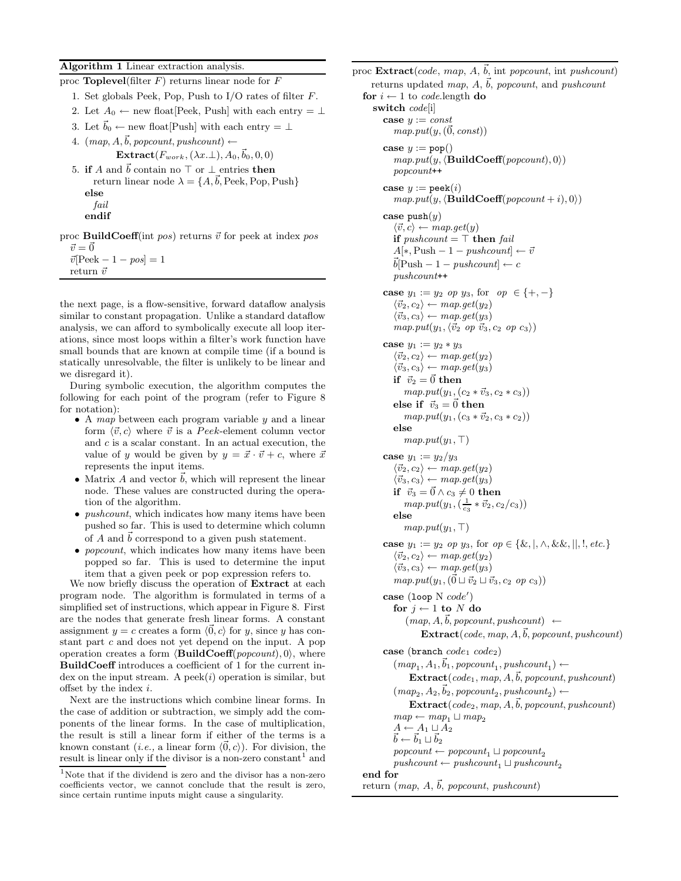**Algorithm 1** Linear extraction analysis.

proc **Toplevel**(filter $F$) returns linear node for $F$

1. Set globals Peek, Pop, Push to I/O rates of filter $F$.
2. Let $A_0 \leftarrow$ new float[Peek, Push] with each entry $= \perp$
3. Let $\vec{b}_0 \leftarrow$ new float[Push] with each entry $= \perp$
4. $(map, A, \vec{b}, popcount, pushcount) \leftarrow$ **Extract**$(F_{work}, (\lambda x.\perp), A_0, \vec{b}_0, 0, 0)$
5. **if** $A$ and $\vec{b}$ contain no $\top$ or $\perp$ entries **then** return linear node $\lambda = \{A, \vec{b}, \text{Peek}, \text{Pop}, \text{Push}\}$
   **else**
   *fail*
   **endif**

proc **BuildCoeff**(int *pos*) returns $\vec{v}$ for peek at index *pos*
 $\vec{v} = \vec{0}$
 $\vec{v}[\text{Peek} - 1 - pos] = 1$
 return $\vec{v}$

---

proc **Extract**(*code*, *map*, $A$, $\vec{b}$, int *popcount*, int *pushcount*)
 returns updated *map*, $A$, $\vec{b}$, *popcount*, and *pushcount*
 **for** $i \leftarrow 1$ to *code*.length **do**
  **switch** *code*[i]
   **case** $y := const$
    $map.put(y, (\vec{0}, const))$

   **case** $y :=$ `pop()`
    $map.put(y, \langle \textbf{BuildCoeff}(popcount), 0\rangle)$
    *popcount*++

   **case** $y :=$ `peek`$(i)$
    $map.put(y, \langle \textbf{BuildCoeff}(popcount + i), 0\rangle)$

   **case** `push`$(y)$
    $\langle \vec{v}, c\rangle \leftarrow map.get(y)$
    **if** $pushcount = \top$ **then** *fail*
    $A[*, \text{Push} - 1 - pushcount] \leftarrow \vec{v}$
    $\vec{b}[\text{Push} - 1 - pushcount] \leftarrow c$
    *pushcount*++

   **case** $y_1 := y_2 \ op \ y_3$, for $op \in \{+, -\}$
    $\langle \vec{v}_2, c_2\rangle \leftarrow map.get(y_2)$
    $\langle \vec{v}_3, c_3\rangle \leftarrow map.get(y_3)$
    $map.put(y_1, \langle \vec{v}_2 \ op \ \vec{v}_3, c_2 \ op \ c_3\rangle)$

   **case** $y_1 := y_2 * y_3$
    $\langle \vec{v}_2, c_2\rangle \leftarrow map.get(y_2)$
    $\langle \vec{v}_3, c_3\rangle \leftarrow map.get(y_3)$
    **if** $\vec{v}_2 = \vec{0}$ **then**
     $map.put(y_1, (c_2 * \vec{v}_3, c_2 * c_3))$
    **else if** $\vec{v}_3 = \vec{0}$ **then**
     $map.put(y_1, (c_3 * \vec{v}_2, c_3 * c_2))$
    **else**
     $map.put(y_1, \top)$

   **case** $y_1 := y_2 / y_3$
    $\langle \vec{v}_2, c_2\rangle \leftarrow map.get(y_2)$
    $\langle \vec{v}_3, c_3\rangle \leftarrow map.get(y_3)$
    **if** $\vec{v}_3 = \vec{0} \wedge c_3 \neq 0$ **then**
     $map.put(y_1, (\frac{1}{c_3} * \vec{v}_2, c_2 / c_3))$
    **else**
     $map.put(y_1, \top)$

   **case** $y_1 := y_2 \ op \ y_3$, for $op \in \{\&, |, \wedge, \&\&, ||, !, etc.\}$
    $\langle \vec{v}_2, c_2\rangle \leftarrow map.get(y_2)$
    $\langle \vec{v}_3, c_3\rangle \leftarrow map.get(y_3)$
    $map.put(y_1, (\vec{0} \sqcup \vec{v}_2 \sqcup \vec{v}_3, c_2 \ op \ c_3))$

   **case** (`loop` N *code'*)
    **for** $j \leftarrow 1$ **to** $N$ **do**
     $(map, A, \vec{b}, popcount, pushcount) \leftarrow$
      **Extract**$(code, map, A, \vec{b}, popcount, pushcount)$

   **case** (`branch` $code_1$ $code_2$)
    $(map_1, A_1, \vec{b}_1, popcount_1, pushcount_1) \leftarrow$
     **Extract**$(code_1, map, A, \vec{b}, popcount, pushcount)$
    $(map_2, A_2, \vec{b}_2, popcount_2, pushcount_2) \leftarrow$
     **Extract**$(code_2, map, A, \vec{b}, popcount, pushcount)$
    $map \leftarrow map_1 \sqcup map_2$
    $A \leftarrow A_1 \sqcup A_2$
    $\vec{b} \leftarrow \vec{b}_1 \sqcup \vec{b}_2$
    $popcount \leftarrow popcount_1 \sqcup popcount_2$
    $pushcount \leftarrow pushcount_1 \sqcup pushcount_2$
 **end for**
 return (*map*, $A$, $\vec{b}$, *popcount*, *pushcount*)

---

the next page, is a flow-sensitive, forward dataflow analysis similar to constant propagation. Unlike a standard dataflow analysis, we can afford to symbolically execute all loop iterations, since most loops within a filter's work function have small bounds that are known at compile time (if a bound is statically unresolvable, the filter is unlikely to be linear and we disregard it).

During symbolic execution, the algorithm computes the following for each point of the program (refer to Figure 8 for notation):

- A *map* between each program variable $y$ and a linear form $\langle \vec{v}, c\rangle$ where $\vec{v}$ is a *Peek*-element column vector and $c$ is a scalar constant. In an actual execution, the value of $y$ would be given by $y = \vec{x} \cdot \vec{v} + c$, where $\vec{x}$ represents the input items.
- Matrix $A$ and vector $\vec{b}$, which will represent the linear node. These values are constructed during the operation of the algorithm.
- *pushcount*, which indicates how many items have been pushed so far. This is used to determine which column of $A$ and $\vec{b}$ correspond to a given push statement.
- *popcount*, which indicates how many items have been popped so far. This is used to determine the input item that a given peek or pop expression refers to.

We now briefly discuss the operation of **Extract** at each program node. The algorithm is formulated in terms of a simplified set of instructions, which appear in Figure 8. First are the nodes that generate fresh linear forms. A constant assignment $y = c$ creates a form $\langle \vec{0}, c\rangle$ for $y$, since $y$ has constant part $c$ and does not yet depend on the input. A pop operation creates a form $\langle \textbf{BuildCoeff}(popcount), 0\rangle$, where **BuildCoeff** introduces a coefficient of 1 for the current index on the input stream. A peek$(i)$ operation is similar, but offset by the index $i$.

Next are the instructions which combine linear forms. In the case of addition or subtraction, we simply add the components of the linear forms. In the case of multiplication, the result is still a linear form if either of the terms is a known constant (*i.e.,* a linear form $\langle \vec{0}, c\rangle$). For division, the result is linear only if the divisor is a non-zero constant[1] and

[1]Note that if the dividend is zero and the divisor has a non-zero coefficients vector, we cannot conclude that the result is zero, since certain runtime inputs might cause a singularity.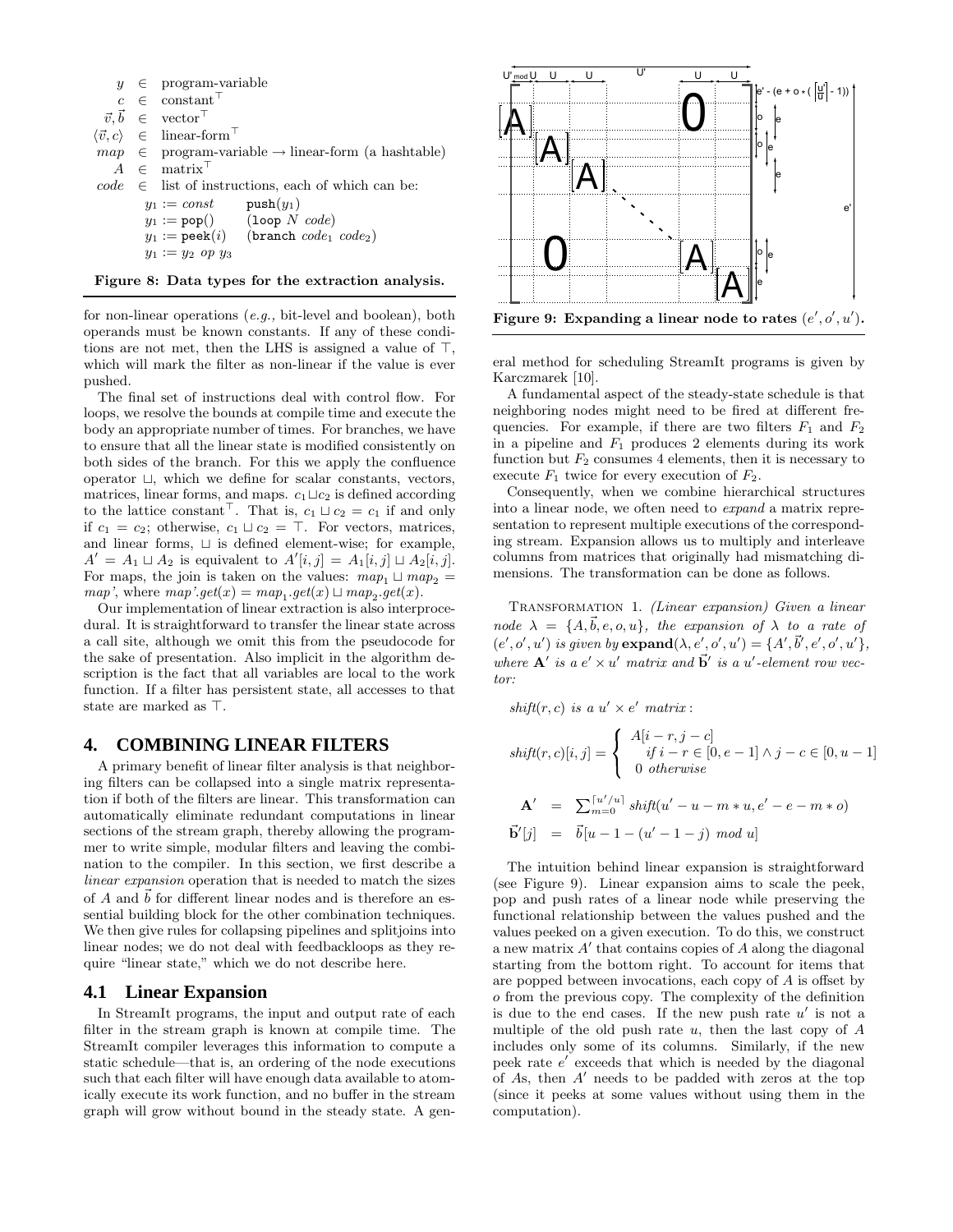$y \in$ program-variable
$c \in$ constant$^\top$
$\vec{v}, \vec{b} \in$ vector$^\top$
$\langle \vec{v}, c \rangle \in$ linear-form$^\top$
$map \in$ program-variable $\rightarrow$ linear-form (a hashtable)
$A \in$ matrix$^\top$
$code \in$ list of instructions, each of which can be:

```
y1 := const          push(y1)
y1 := pop()          (loop N code)
y1 := peek(i)        (branch code1 code2)
y1 := y2 op y3
```

**Figure 8: Data types for the extraction analysis.**

for non-linear operations (*e.g.,* bit-level and boolean), both operands must be known constants. If any of these conditions are not met, then the LHS is assigned a value of $\top$, which will mark the filter as non-linear if the value is ever pushed.

The final set of instructions deal with control flow. For loops, we resolve the bounds at compile time and execute the body an appropriate number of times. For branches, we have to ensure that all the linear state is modified consistently on both sides of the branch. For this we apply the confluence operator $\sqcup$, which we define for scalar constants, vectors, matrices, linear forms, and maps. $c_1 \sqcup c_2$ is defined according to the lattice constant$^\top$. That is, $c_1 \sqcup c_2 = c_1$ if and only if $c_1 = c_2$; otherwise, $c_1 \sqcup c_2 = \top$. For vectors, matrices, and linear forms, $\sqcup$ is defined element-wise; for example, $A' = A_1 \sqcup A_2$ is equivalent to $A'[i,j] = A_1[i,j] \sqcup A_2[i,j]$. For maps, the join is taken on the values: $map_1 \sqcup map_2 = map'$, where $map'.get(x) = map_1.get(x) \sqcup map_2.get(x)$.

Our implementation of linear extraction is also interprocedural. It is straightforward to transfer the linear state across a call site, although we omit this from the pseudocode for the sake of presentation. Also implicit in the algorithm description is the fact that all variables are local to the work function. If a filter has persistent state, all accesses to that state are marked as $\top$.

## 4. COMBINING LINEAR FILTERS

A primary benefit of linear filter analysis is that neighboring filters can be collapsed into a single matrix representation if both of the filters are linear. This transformation can automatically eliminate redundant computations in linear sections of the stream graph, thereby allowing the programmer to write simple, modular filters and leaving the combination to the compiler. In this section, we first describe a *linear expansion* operation that is needed to match the sizes of $A$ and $\vec{b}$ for different linear nodes and is therefore an essential building block for the other combination techniques. We then give rules for collapsing pipelines and splitjoins into linear nodes; we do not deal with feedbackloops as they require "linear state," which we do not describe here.

### 4.1 Linear Expansion

In StreamIt programs, the input and output rate of each filter in the stream graph is known at compile time. The StreamIt compiler leverages this information to compute a static schedule—that is, an ordering of the node executions such that each filter will have enough data available to atomically execute its work function, and no buffer in the stream graph will grow without bound in the steady state. A general method for scheduling StreamIt programs is given by Karczmarek [10].

A fundamental aspect of the steady-state schedule is that neighboring nodes might need to be fired at different frequencies. For example, if there are two filters $F_1$ and $F_2$ in a pipeline and $F_1$ produces 2 elements during its work function but $F_2$ consumes 4 elements, then it is necessary to execute $F_1$ twice for every execution of $F_2$.

**Figure 9: Expanding a linear node to rates $(e', o', u')$.**

Consequently, when we combine hierarchical structures into a linear node, we often need to *expand* a matrix representation to represent multiple executions of the corresponding stream. Expansion allows us to multiply and interleave columns from matrices that originally had mismatching dimensions. The transformation can be done as follows.

TRANSFORMATION 1. *(Linear expansion) Given a linear node $\lambda = \{A, \vec{b}, e, o, u\}$, the expansion of $\lambda$ to a rate of $(e', o', u')$ is given by* $\mathbf{expand}(\lambda, e', o', u') = \{A', \vec{b}', e', o', u'\}$, *where $\mathbf{A}'$ is a $e' \times u'$ matrix and $\vec{\mathbf{b}}'$ is a $u'$-element row vector:*

*$shift(r, c)$ is a $u' \times e'$ matrix:*

$$shift(r,c)[i,j] = \begin{cases} A[i-r, j-c] \\ \quad \text{if } i - r \in [0, e-1] \wedge j - c \in [0, u-1] \\ 0 \text{ otherwise} \end{cases}$$

$$\mathbf{A}' = \sum_{m=0}^{\lceil u'/u \rceil} shift(u' - u - m * u, e' - e - m * o)$$

$$\vec{\mathbf{b}}'[j] = \vec{b}[u - 1 - (u' - 1 - j) \bmod u]$$

The intuition behind linear expansion is straightforward (see Figure 9). Linear expansion aims to scale the peek, pop and push rates of a linear node while preserving the functional relationship between the values pushed and the values peeked on a given execution. To do this, we construct a new matrix $A'$ that contains copies of $A$ along the diagonal starting from the bottom right. To account for items that are popped between invocations, each copy of $A$ is offset by $o$ from the previous copy. The complexity of the definition is due to the end cases. If the new push rate $u'$ is not a multiple of the old push rate $u$, then the last copy of $A$ includes only some of its columns. Similarly, if the new peek rate $e'$ exceeds that which is needed by the diagonal of $A$s, then $A'$ needs to be padded with zeros at the top (since it peeks at some values without using them in the computation).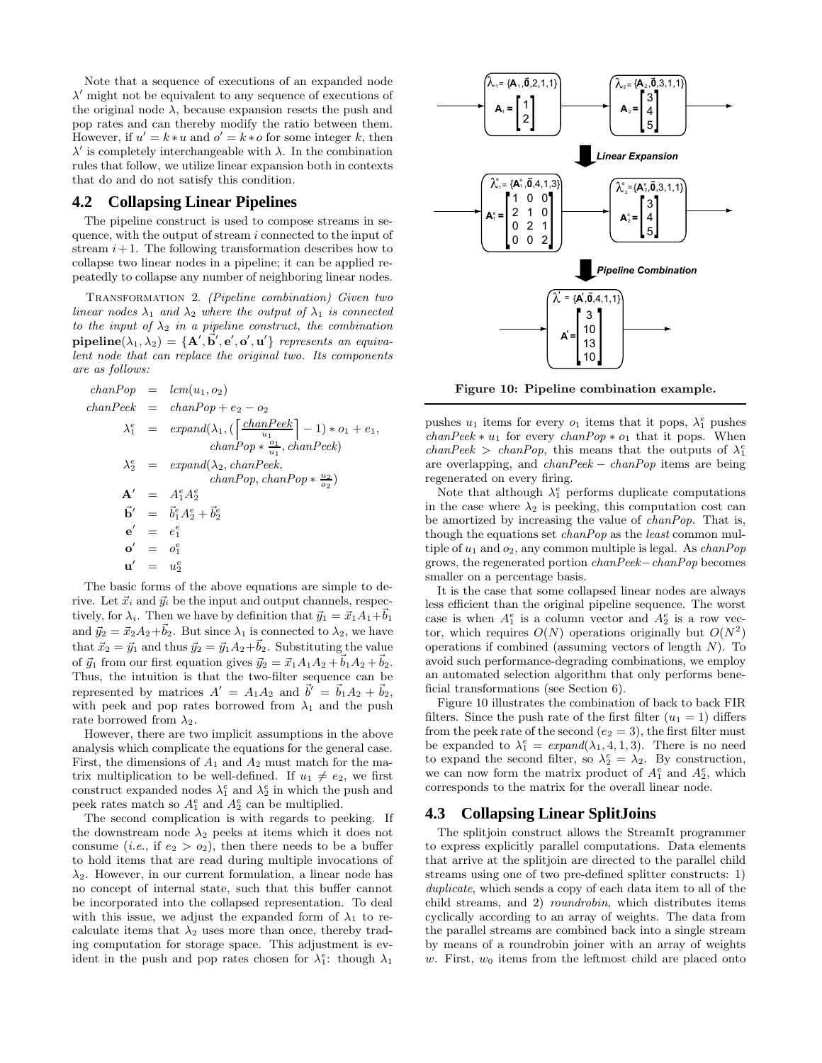Note that a sequence of executions of an expanded node $\lambda'$ might not be equivalent to any sequence of executions of the original node $\lambda$, because expansion resets the push and pop rates and can thereby modify the ratio between them. However, if $u' = k * u$ and $o' = k * o$ for some integer $k$, then $\lambda'$ is completely interchangeable with $\lambda$. In the combination rules that follow, we utilize linear expansion both in contexts that do and do not satisfy this condition.

## 4.2 Collapsing Linear Pipelines

The pipeline construct is used to compose streams in sequence, with the output of stream $i$ connected to the input of stream $i+1$. The following transformation describes how to collapse two linear nodes in a pipeline; it can be applied repeatedly to collapse any number of neighboring linear nodes.

Transformation 2. *(Pipeline combination) Given two linear nodes $\lambda_1$ and $\lambda_2$ where the output of $\lambda_1$ is connected to the input of $\lambda_2$ in a pipeline construct, the combination* $\mathbf{pipeline}(\lambda_1, \lambda_2) = \{\mathbf{A}', \vec{\mathbf{b}}', \mathbf{e}', \mathbf{o}', \mathbf{u}'\}$ *represents an equivalent node that can replace the original two. Its components are as follows:*

$$
\begin{aligned}
chanPop &= lcm(u_1, o_2) \\
chanPeek &= chanPop + e_2 - o_2 \\
\lambda_1^e &= expand(\lambda_1, (\left\lceil \frac{chanPeek}{u_1} \right\rceil - 1) * o_1 + e_1, \\
&\qquad chanPop * \tfrac{o_1}{u_1}, chanPeek) \\
\lambda_2^e &= expand(\lambda_2, chanPeek, \\
&\qquad chanPop, chanPop * \tfrac{u_2}{o_2}) \\
\mathbf{A}' &= A_1^e A_2^e \\
\vec{\mathbf{b}}' &= \vec{b}_1^e A_2^e + \vec{b}_2^e \\
\mathbf{e}' &= e_1^e \\
\mathbf{o}' &= o_1^e \\
\mathbf{u}' &= u_2^e
\end{aligned}
$$

The basic forms of the above equations are simple to derive. Let $\vec{x}_i$ and $\vec{y}_i$ be the input and output channels, respectively, for $\lambda_i$. Then we have by definition that $\vec{y}_1 = \vec{x}_1 A_1 + \vec{b}_1$ and $\vec{y}_2 = \vec{x}_2 A_2 + \vec{b}_2$. But since $\lambda_1$ is connected to $\lambda_2$, we have that $\vec{x}_2 = \vec{y}_1$ and thus $\vec{y}_2 = \vec{y}_1 A_2 + \vec{b}_2$. Substituting the value of $\vec{y}_1$ from our first equation gives $\vec{y}_2 = \vec{x}_1 A_1 A_2 + \vec{b}_1 A_2 + \vec{b}_2$. Thus, the intuition is that the two-filter sequence can be represented by matrices $A' = A_1 A_2$ and $\vec{b}' = \vec{b}_1 A_2 + \vec{b}_2$, with peek and pop rates borrowed from $\lambda_1$ and the push rate borrowed from $\lambda_2$.

However, there are two implicit assumptions in the above analysis which complicate the equations for the general case. First, the dimensions of $A_1$ and $A_2$ must match for the matrix multiplication to be well-defined. If $u_1 \neq e_2$, we first construct expanded nodes $\lambda_1^e$ and $\lambda_2^e$ in which the push and peek rates match so $A_1^e$ and $A_2^e$ can be multiplied.

The second complication is with regards to peeking. If the downstream node $\lambda_2$ peeks at items which it does not consume (*i.e.*, if $e_2 > o_2$), then there needs to be a buffer to hold items that are read during multiple invocations of $\lambda_2$. However, in our current formulation, a linear node has no concept of internal state, such that this buffer cannot be incorporated into the collapsed representation. To deal with this issue, we adjust the expanded form of $\lambda_1$ to recalculate items that $\lambda_2$ uses more than once, thereby trading computation for storage space. This adjustment is evident in the push and pop rates chosen for $\lambda_1^e$: though $\lambda_1$ pushes $u_1$ items for every $o_1$ items that it pops, $\lambda_1^e$ pushes $chanPeek * u_1$ for every $chanPop * o_1$ that it pops. When $chanPeek > chanPop$, this means that the outputs of $\lambda_1^e$ are overlapping, and $chanPeek - chanPop$ items are being regenerated on every firing.

Note that although $\lambda_1^e$ performs duplicate computations in the case where $\lambda_2$ is peeking, this computation cost can be amortized by increasing the value of *chanPop*. That is, though the equations set *chanPop* as the *least* common multiple of $u_1$ and $o_2$, any common multiple is legal. As *chanPop* grows, the regenerated portion $chanPeek - chanPop$ becomes smaller on a percentage basis.

It is the case that some collapsed linear nodes are always less efficient than the original pipeline sequence. The worst case is when $A_1^e$ is a column vector and $A_2^e$ is a row vector, which requires $O(N)$ operations originally but $O(N^2)$ operations if combined (assuming vectors of length $N$). To avoid such performance-degrading combinations, we employ an automated selection algorithm that only performs beneficial transformations (see Section 6).

Figure 10 illustrates the combination of back to back FIR filters. Since the push rate of the first filter ($u_1 = 1$) differs from the peek rate of the second ($e_2 = 3$), the first filter must be expanded to $\lambda_1^e = expand(\lambda_1, 4, 1, 3)$. There is no need to expand the second filter, so $\lambda_2^e = \lambda_2$. By construction, we can now form the matrix product of $A_1^e$ and $A_2^e$, which corresponds to the matrix for the overall linear node.

$\lambda_1 = \{\mathbf{A}_1, \vec{\mathbf{0}}, 2, 1, 1\}$, $\mathbf{A}_1 = \begin{bmatrix} 1 \\ 2 \end{bmatrix}$ → $\lambda_2 = \{\mathbf{A}_2, \vec{\mathbf{0}}, 3, 1, 1\}$, $\mathbf{A}_2 = \begin{bmatrix} 3 \\ 4 \\ 5 \end{bmatrix}$

**Linear Expansion**

$\lambda_1^e = \{\mathbf{A}_1^e, \vec{\mathbf{0}}, 4, 1, 3\}$, $\mathbf{A}_1^e = \begin{bmatrix} 1 & 0 & 0 \\ 2 & 1 & 0 \\ 0 & 2 & 1 \\ 0 & 0 & 2 \end{bmatrix}$ → $\lambda_2^e = \{\mathbf{A}_2^e, \vec{\mathbf{0}}, 3, 1, 1\}$, $\mathbf{A}_2^e = \begin{bmatrix} 3 \\ 4 \\ 5 \end{bmatrix}$

**Pipeline Combination**

$\lambda' = \{\mathbf{A}', \vec{\mathbf{0}}, 4, 1, 1\}$, $\mathbf{A}' = \begin{bmatrix} 3 \\ 10 \\ 13 \\ 10 \end{bmatrix}$

**Figure 10: Pipeline combination example.**

## 4.3 Collapsing Linear SplitJoins

The splitjoin construct allows the StreamIt programmer to express explicitly parallel computations. Data elements that arrive at the splitjoin are directed to the parallel child streams using one of two pre-defined splitter constructs: 1) *duplicate*, which sends a copy of each data item to all of the child streams, and 2) *roundrobin*, which distributes items cyclically according to an array of weights. The data from the parallel streams are combined back into a single stream by means of a roundrobin joiner with an array of weights $w$. First, $w_0$ items from the leftmost child are placed onto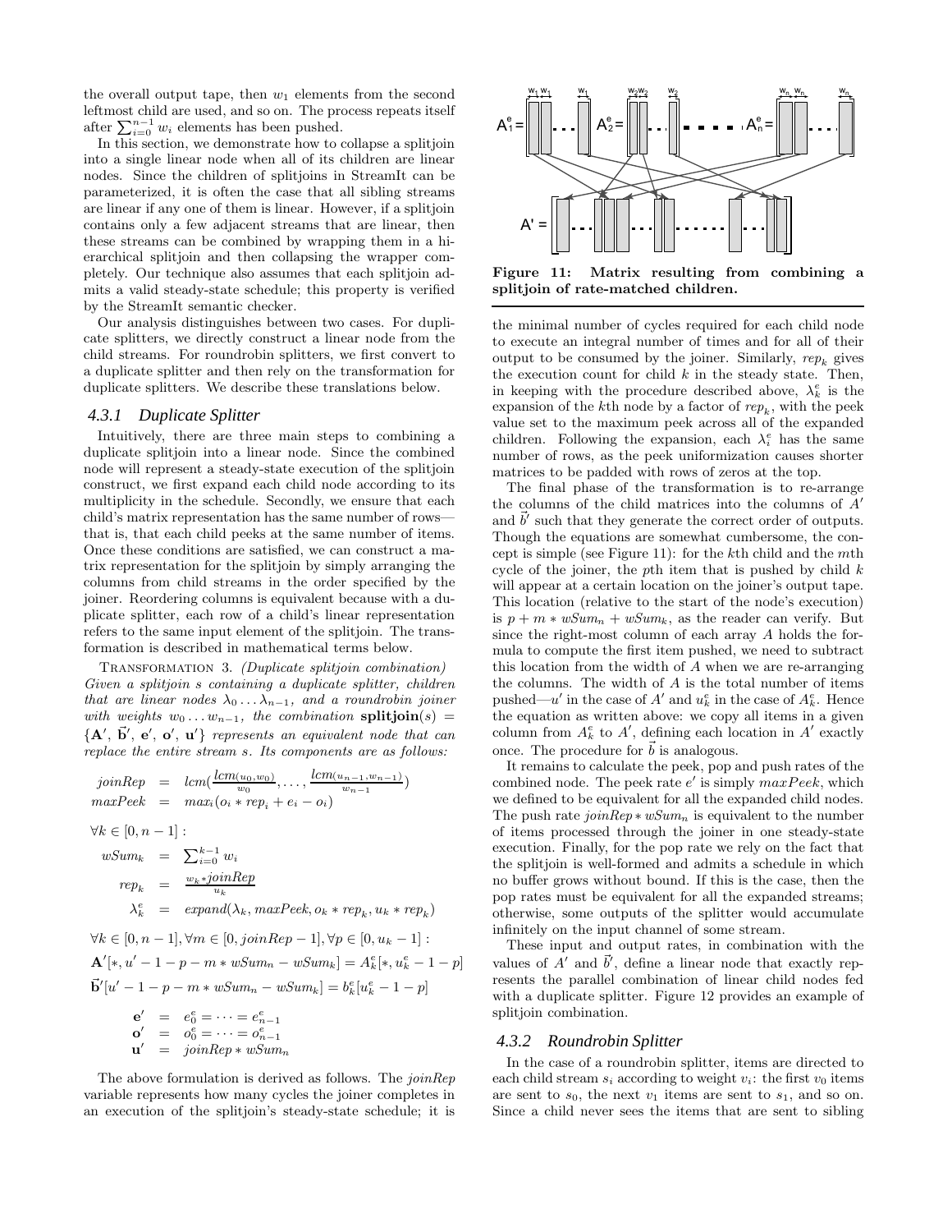the overall output tape, then $w_1$ elements from the second leftmost child are used, and so on. The process repeats itself after $\sum_{i=0}^{n-1} w_i$ elements has been pushed.

In this section, we demonstrate how to collapse a splitjoin into a single linear node when all of its children are linear nodes. Since the children of splitjoins in StreamIt can be parameterized, it is often the case that all sibling streams are linear if any one of them is linear. However, if a splitjoin contains only a few adjacent streams that are linear, then these streams can be combined by wrapping them in a hierarchical splitjoin and then collapsing the wrapper completely. Our technique also assumes that each splitjoin admits a valid steady-state schedule; this property is verified by the StreamIt semantic checker.

Our analysis distinguishes between two cases. For duplicate splitters, we directly construct a linear node from the child streams. For roundrobin splitters, we first convert to a duplicate splitter and then rely on the transformation for duplicate splitters. We describe these translations below.

### 4.3.1 Duplicate Splitter

Intuitively, there are three main steps to combining a duplicate splitjoin into a linear node. Since the combined node will represent a steady-state execution of the splitjoin construct, we first expand each child node according to its multiplicity in the schedule. Secondly, we ensure that each child's matrix representation has the same number of rows—that is, that each child peeks at the same number of items. Once these conditions are satisfied, we can construct a matrix representation for the splitjoin by simply arranging the columns from child streams in the order specified by the joiner. Reordering columns is equivalent because with a duplicate splitter, each row of a child's linear representation refers to the same input element of the splitjoin. The transformation is described in mathematical terms below.

TRANSFORMATION 3. *(Duplicate splitjoin combination) Given a splitjoin s containing a duplicate splitter, children that are linear nodes $\lambda_0 \ldots \lambda_{n-1}$, and a roundrobin joiner with weights $w_0 \ldots w_{n-1}$, the combination* $\textbf{splitjoin}(s) = \{\mathbf{A}', \vec{\mathbf{b}}', \mathbf{e}', \mathbf{o}', \mathbf{u}'\}$ *represents an equivalent node that can replace the entire stream s. Its components are as follows:*

$$
\begin{aligned}
joinRep &= lcm\left(\frac{lcm(u_0, w_0)}{w_0}, \ldots, \frac{lcm(u_{n-1}, w_{n-1})}{w_{n-1}}\right) \\
maxPeek &= max_i(o_i * rep_i + e_i - o_i)
\end{aligned}
$$

$\forall k \in [0, n-1]:$

$$
\begin{aligned}
wSum_k &= \textstyle\sum_{i=0}^{k-1} w_i \\
rep_k &= \frac{w_k * joinRep}{u_k} \\
\lambda_k^e &= expand(\lambda_k, maxPeek, o_k * rep_k, u_k * rep_k)
\end{aligned}
$$

$\forall k \in [0, n-1], \forall m \in [0, joinRep - 1], \forall p \in [0, u_k - 1]:$

$$
\mathbf{A}'[*, u' - 1 - p - m * wSum_n - wSum_k] = A_k^e[*, u_k^e - 1 - p]
$$

$$
\vec{\mathbf{b}}'[u' - 1 - p - m * wSum_n - wSum_k] = b_k^e[u_k^e - 1 - p]
$$

$$
\begin{aligned}
\mathbf{e}' &= e_0^e = \cdots = e_{n-1}^e \\
\mathbf{o}' &= o_0^e = \cdots = o_{n-1}^e \\
\mathbf{u}' &= joinRep * wSum_n
\end{aligned}
$$

The above formulation is derived as follows. The *joinRep* variable represents how many cycles the joiner completes in an execution of the splitjoin's steady-state schedule; it is the minimal number of cycles required for each child node to execute an integral number of times and for all of their output to be consumed by the joiner. Similarly, $rep_k$ gives the execution count for child $k$ in the steady state. Then, in keeping with the procedure described above, $\lambda_k^e$ is the expansion of the $k$th node by a factor of $rep_k$, with the peek value set to the maximum peek across all of the expanded children. Following the expansion, each $\lambda_i^e$ has the same number of rows, as the peek uniformization causes shorter matrices to be padded with rows of zeros at the top.

Figure 11: Matrix resulting from combining a splitjoin of rate-matched children.

The final phase of the transformation is to re-arrange the columns of the child matrices into the columns of $A'$ and $\vec{b}'$ such that they generate the correct order of outputs. Though the equations are somewhat cumbersome, the concept is simple (see Figure 11): for the $k$th child and the $m$th cycle of the joiner, the $p$th item that is pushed by child $k$ will appear at a certain location on the joiner's output tape. This location (relative to the start of the node's execution) is $p + m * wSum_n + wSum_k$, as the reader can verify. But since the right-most column of each array $A$ holds the formula to compute the first item pushed, we need to subtract this location from the width of $A$ when we are re-arranging the columns. The width of $A$ is the total number of items pushed—$u'$ in the case of $A'$ and $u_k^e$ in the case of $A_k^e$. Hence the equation as written above: we copy all items in a given column from $A_k^e$ to $A'$, defining each location in $A'$ exactly once. The procedure for $\vec{b}$ is analogous.

It remains to calculate the peek, pop and push rates of the combined node. The peek rate $e'$ is simply $maxPeek$, which we defined to be equivalent for all the expanded child nodes. The push rate $joinRep * wSum_n$ is equivalent to the number of items processed through the joiner in one steady-state execution. Finally, for the pop rate we rely on the fact that the splitjoin is well-formed and admits a schedule in which no buffer grows without bound. If this is the case, then the pop rates must be equivalent for all the expanded streams; otherwise, some outputs of the splitter would accumulate infinitely on the input channel of some stream.

These input and output rates, in combination with the values of $A'$ and $\vec{b}'$, define a linear node that exactly represents the parallel combination of linear child nodes fed with a duplicate splitter. Figure 12 provides an example of splitjoin combination.

### 4.3.2 Roundrobin Splitter

In the case of a roundrobin splitter, items are directed to each child stream $s_i$ according to weight $v_i$: the first $v_0$ items are sent to $s_0$, the next $v_1$ items are sent to $s_1$, and so on. Since a child never sees the items that are sent to sibling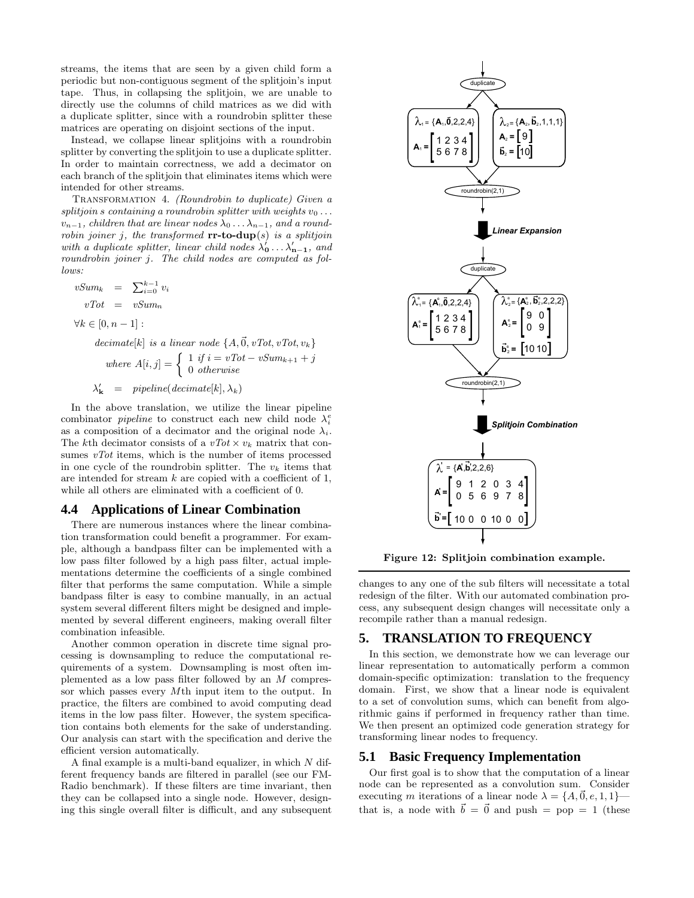streams, the items that are seen by a given child form a periodic but non-contiguous segment of the splitjoin's input tape. Thus, in collapsing the splitjoin, we are unable to directly use the columns of child matrices as we did with a duplicate splitter, since with a roundrobin splitter these matrices are operating on disjoint sections of the input.

Instead, we collapse linear splitjoins with a roundrobin splitter by converting the splitjoin to use a duplicate splitter. In order to maintain correctness, we add a decimator on each branch of the splitjoin that eliminates items which were intended for other streams.

TRANSFORMATION 4. *(Roundrobin to duplicate) Given a splitjoin s containing a roundrobin splitter with weights $v_0 \ldots v_{n-1}$, children that are linear nodes $\lambda_0 \ldots \lambda_{n-1}$, and a roundrobin joiner j, the transformed* **rr-to-dup**$(s)$ *is a splitjoin with a duplicate splitter, linear child nodes $\lambda'_0 \ldots \lambda'_{n-1}$, and roundrobin joiner j. The child nodes are computed as follows:*

$$vSum_k = \sum_{i=0}^{k-1} v_i$$

$$vTot = vSum_n$$

$\forall k \in [0, n-1]$ :

$$decimate[k] \text{ is a linear node } \{A, \vec{0}, vTot, vTot, v_k\}$$

$$\text{where } A[i,j] = \begin{cases} 1 & \text{if } i = vTot - vSum_{k+1} + j \\ 0 & \text{otherwise} \end{cases}$$

$$\lambda'_k = pipeline(decimate[k], \lambda_k)$$

In the above translation, we utilize the linear pipeline combinator *pipeline* to construct each new child node $\lambda^e_i$ as a composition of a decimator and the original node $\lambda_i$. The $k$th decimator consists of a $vTot \times v_k$ matrix that consumes $vTot$ items, which is the number of items processed in one cycle of the roundrobin splitter. The $v_k$ items that are intended for stream $k$ are copied with a coefficient of 1, while all others are eliminated with a coefficient of 0.

## 4.4 Applications of Linear Combination

There are numerous instances where the linear combination transformation could benefit a programmer. For example, although a bandpass filter can be implemented with a low pass filter followed by a high pass filter, actual implementations determine the coefficients of a single combined filter that performs the same computation. While a simple bandpass filter is easy to combine manually, in an actual system several different filters might be designed and implemented by several different engineers, making overall filter combination infeasible.

Another common operation in discrete time signal processing is downsampling to reduce the computational requirements of a system. Downsampling is most often implemented as a low pass filter followed by an $M$ compressor which passes every $M$th input item to the output. In practice, the filters are combined to avoid computing dead items in the low pass filter. However, the system specification contains both elements for the sake of understanding. Our analysis can start with the specification and derive the efficient version automatically.

A final example is a multi-band equalizer, in which $N$ different frequency bands are filtered in parallel (see our FM-Radio benchmark). If these filters are time invariant, then they can be collapsed into a single node. However, designing this single overall filter is difficult, and any subsequent changes to any one of the sub filters will necessitate a total redesign of the filter. With our automated combination process, any subsequent design changes will necessitate only a recompile rather than a manual redesign.

duplicate

$\lambda_1 = \{\mathbf{A}_1, \vec{0}, 2, 2, 4\}$ $\mathbf{A}_1 = \begin{bmatrix} 1 & 2 & 3 & 4 \\ 5 & 6 & 7 & 8 \end{bmatrix}$

$\lambda_2 = \{\mathbf{A}_2, \vec{b}_2, 1, 1, 1\}$ $\mathbf{A}_2 = \begin{bmatrix} 9 \end{bmatrix}$ $\vec{b}_2 = \begin{bmatrix} 10 \end{bmatrix}$

roundrobin(2,1)

**Linear Expansion**

duplicate

$\lambda^e_1 = \{\mathbf{A}^e_1, \vec{0}, 2, 2, 4\}$ $\mathbf{A}^e_1 = \begin{bmatrix} 1 & 2 & 3 & 4 \\ 5 & 6 & 7 & 8 \end{bmatrix}$

$\lambda^e_2 = \{\mathbf{A}^e_2, \vec{b}^e_2, 2, 2, 2\}$ $\mathbf{A}^e_2 = \begin{bmatrix} 9 & 0 \\ 0 & 9 \end{bmatrix}$ $\vec{b}^e_2 = \begin{bmatrix} 10 & 10 \end{bmatrix}$

roundrobin(2,1)

**Splitjoin Combination**

$\lambda' = \{\mathbf{A}', \vec{b}', 2, 2, 6\}$ $\mathbf{A}' = \begin{bmatrix} 9 & 1 & 2 & 0 & 3 & 4 \\ 0 & 5 & 6 & 9 & 7 & 8 \end{bmatrix}$ $\vec{b}' = \begin{bmatrix} 10 & 0 & 0 & 10 & 0 & 0 \end{bmatrix}$

**Figure 12: Splitjoin combination example.**

## 5. TRANSLATION TO FREQUENCY

In this section, we demonstrate how we can leverage our linear representation to automatically perform a common domain-specific optimization: translation to the frequency domain. First, we show that a linear node is equivalent to a set of convolution sums, which can benefit from algorithmic gains if performed in frequency rather than time. We then present an optimized code generation strategy for transforming linear nodes to frequency.

## 5.1 Basic Frequency Implementation

Our first goal is to show that the computation of a linear node can be represented as a convolution sum. Consider executing $m$ iterations of a linear node $\lambda = \{A, \vec{0}, e, 1, 1\}$—that is, a node with $\vec{b} = \vec{0}$ and push = pop = 1 (these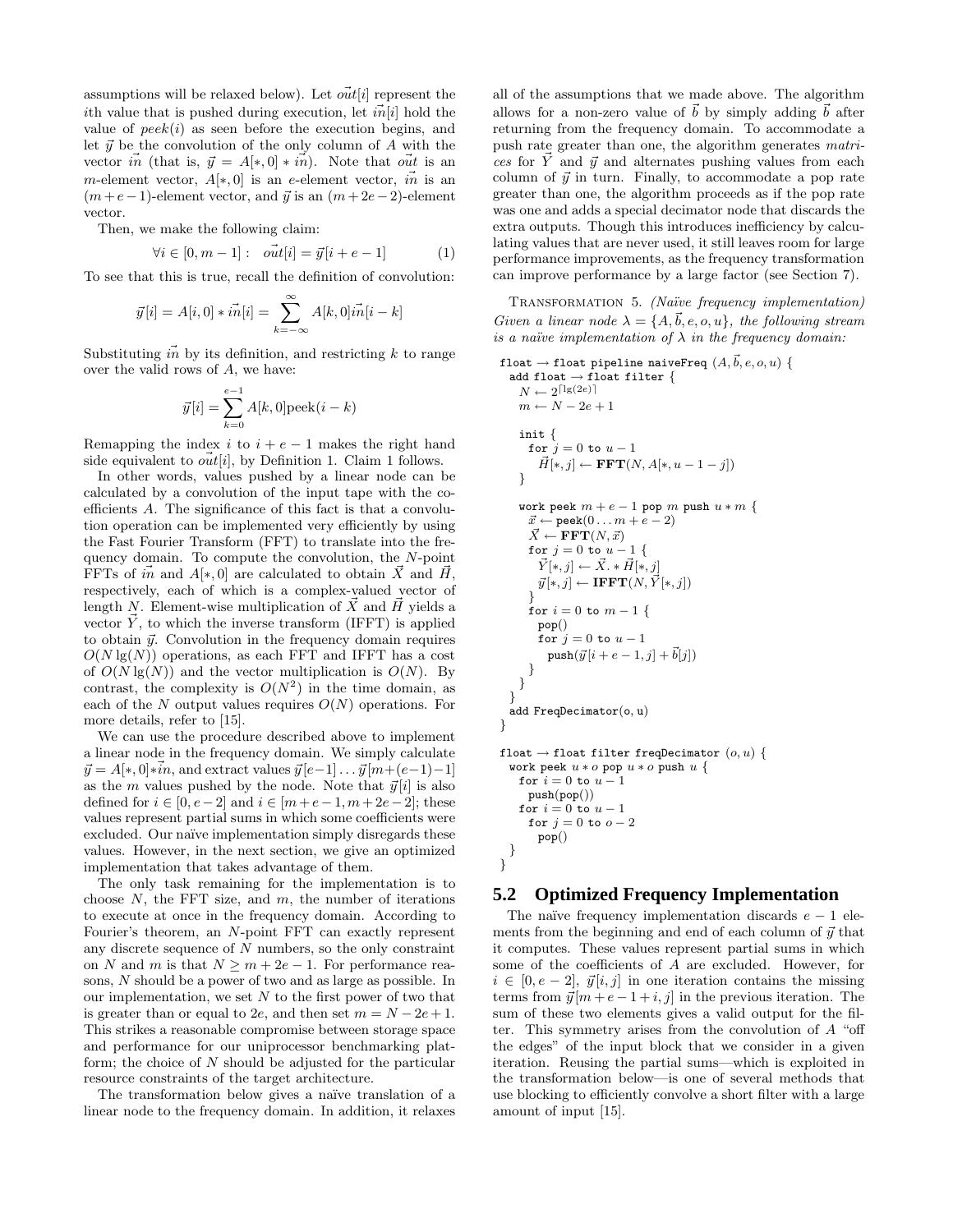assumptions will be relaxed below). Let $\vec{out}[i]$ represent the $i$th value that is pushed during execution, let $\vec{in}[i]$ hold the value of $peek(i)$ as seen before the execution begins, and let $\vec{y}$ be the convolution of the only column of $A$ with the vector $\vec{in}$ (that is, $\vec{y} = A[*, 0] * \vec{in}$). Note that $\vec{out}$ is an $m$-element vector, $A[*, 0]$ is an $e$-element vector, $\vec{in}$ is an $(m + e - 1)$-element vector, and $\vec{y}$ is an $(m + 2e - 2)$-element vector.

Then, we make the following claim:

$$\forall i \in [0, m-1]: \quad \vec{out}[i] = \vec{y}[i + e - 1] \tag{1}$$

To see that this is true, recall the definition of convolution:

$$\vec{y}[i] = A[i, 0] * \vec{in}[i] = \sum_{k=-\infty}^{\infty} A[k, 0]\vec{in}[i - k]$$

Substituting $\vec{in}$ by its definition, and restricting $k$ to range over the valid rows of $A$, we have:

$$\vec{y}[i] = \sum_{k=0}^{e-1} A[k, 0]\text{peek}(i - k)$$

Remapping the index $i$ to $i + e - 1$ makes the right hand side equivalent to $\vec{out}[i]$, by Definition 1. Claim 1 follows.

In other words, values pushed by a linear node can be calculated by a convolution of the input tape with the coefficients $A$. The significance of this fact is that a convolution operation can be implemented very efficiently by using the Fast Fourier Transform (FFT) to translate into the frequency domain. To compute the convolution, the $N$-point FFTs of $\vec{in}$ and $A[*, 0]$ are calculated to obtain $\vec{X}$ and $\vec{H}$, respectively, each of which is a complex-valued vector of length $N$. Element-wise multiplication of $\vec{X}$ and $\vec{H}$ yields a vector $\vec{Y}$, to which the inverse transform (IFFT) is applied to obtain $\vec{y}$. Convolution in the frequency domain requires $O(N \lg(N))$ operations, as each FFT and IFFT has a cost of $O(N \lg(N))$ and the vector multiplication is $O(N)$. By contrast, the complexity is $O(N^2)$ in the time domain, as each of the $N$ output values requires $O(N)$ operations. For more details, refer to [15].

We can use the procedure described above to implement a linear node in the frequency domain. We simply calculate $\vec{y} = A[*, 0] * \vec{in}$, and extract values $\vec{y}[e-1] \ldots \vec{y}[m+(e-1)-1]$ as the $m$ values pushed by the node. Note that $\vec{y}[i]$ is also defined for $i \in [0, e-2]$ and $i \in [m+e-1, m+2e-2]$; these values represent partial sums in which some coefficients were excluded. Our naïve implementation simply disregards these values. However, in the next section, we give an optimized implementation that takes advantage of them.

The only task remaining for the implementation is to choose $N$, the FFT size, and $m$, the number of iterations to execute at once in the frequency domain. According to Fourier's theorem, an $N$-point FFT can exactly represent any discrete sequence of $N$ numbers, so the only constraint on $N$ and $m$ is that $N \geq m + 2e - 1$. For performance reasons, $N$ should be a power of two and as large as possible. In our implementation, we set $N$ to the first power of two that is greater than or equal to $2e$, and then set $m = N - 2e + 1$. This strikes a reasonable compromise between storage space and performance for our uniprocessor benchmarking platform; the choice of $N$ should be adjusted for the particular resource constraints of the target architecture.

The transformation below gives a naïve translation of a linear node to the frequency domain. In addition, it relaxes all of the assumptions that we made above. The algorithm allows for a non-zero value of $\vec{b}$ by simply adding $\vec{b}$ after returning from the frequency domain. To accommodate a push rate greater than one, the algorithm generates *matrices* for $\vec{Y}$ and $\vec{y}$ and alternates pushing values from each column of $\vec{y}$ in turn. Finally, to accommodate a pop rate greater than one, the algorithm proceeds as if the pop rate was one and adds a special decimator node that discards the extra outputs. Though this introduces inefficiency by calculating values that are never used, it still leaves room for large performance improvements, as the frequency transformation can improve performance by a large factor (see Section 7).

Transformation 5. *(Naïve frequency implementation) Given a linear node $\lambda = \{A, \vec{b}, e, o, u\}$, the following stream is a naïve implementation of $\lambda$ in the frequency domain:*

```
float → float pipeline naiveFreq (A, b, e, o, u) {
  add float → float filter {
    N ← 2^⌈lg(2e)⌉
    m ← N − 2e + 1

    init {
      for j = 0 to u − 1
        H[*, j] ← FFT(N, A[*, u − 1 − j])
    }

    work peek m + e − 1 pop m push u ∗ m {
      x ← peek(0 . . . m + e − 2)
      X ← FFT(N, x)
      for j = 0 to u − 1 {
        Y[*, j] ← X. ∗ H[*, j]
        y[*, j] ← IFFT(N, Y[*, j])
      }
      for i = 0 to m − 1 {
        pop()
        for j = 0 to u − 1
          push(y[i + e − 1, j] + b[j])
      }
    }
  }
  add FreqDecimator(o, u)
}

float → float filter freqDecimator (o, u) {
  work peek u ∗ o pop u ∗ o push u {
    for i = 0 to u − 1
      push(pop())
    for i = 0 to u − 1
      for j = 0 to o − 2
        pop()
  }
}
```

## 5.2 Optimized Frequency Implementation

The naïve frequency implementation discards $e - 1$ elements from the beginning and end of each column of $\vec{y}$ that it computes. These values represent partial sums in which some of the coefficients of $A$ are excluded. However, for $i \in [0, e-2]$, $\vec{y}[i, j]$ in one iteration contains the missing terms from $\vec{y}[m + e - 1 + i, j]$ in the previous iteration. The sum of these two elements gives a valid output for the filter. This symmetry arises from the convolution of $A$ "off the edges" of the input block that we consider in a given iteration. Reusing the partial sums—which is exploited in the transformation below—is one of several methods that use blocking to efficiently convolve a short filter with a large amount of input [15].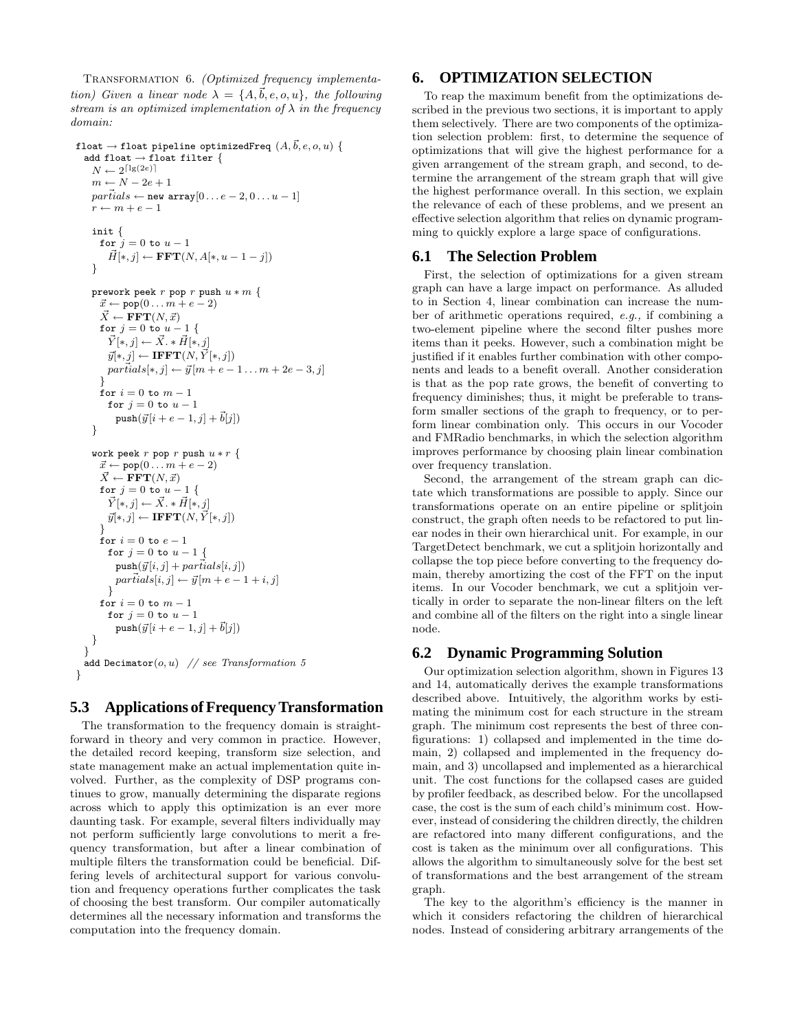Transformation 6. *(Optimized frequency implementation) Given a linear node $\lambda = \{A, \vec{b}, e, o, u\}$, the following stream is an optimized implementation of $\lambda$ in the frequency domain:*

```
float → float pipeline optimizedFreq (A, b⃗, e, o, u) {
  add float → float filter {
    N ← 2^⌈lg(2e)⌉
    m ← N − 2e + 1
    partials⃗ ← new array[0 ... e − 2, 0 ... u − 1]
    r ← m + e − 1

    init {
      for j = 0 to u − 1
        H⃗[*, j] ← FFT(N, A[*, u − 1 − j])
    }

    prework peek r pop r push u * m {
      x⃗ ← pop(0 ... m + e − 2)
      X⃗ ← FFT(N, x⃗)
      for j = 0 to u − 1 {
        Y⃗[*, j] ← X⃗. * H⃗[*, j]
        y⃗[*, j] ← IFFT(N, Y⃗[*, j])
        partials[*, j] ← y⃗[m + e − 1 ... m + 2e − 3, j]
      }
      for i = 0 to m − 1
        for j = 0 to u − 1
          push(y⃗[i + e − 1, j] + b⃗[j])
    }

    work peek r pop r push u * r {
      x⃗ ← pop(0 ... m + e − 2)
      X⃗ ← FFT(N, x⃗)
      for j = 0 to u − 1 {
        Y⃗[*, j] ← X⃗. * H⃗[*, j]
        y⃗[*, j] ← IFFT(N, Y⃗[*, j])
      }
      for i = 0 to e − 1
        for j = 0 to u − 1 {
          push(y⃗[i, j] + partials⃗[i, j])
          partials⃗[i, j] ← y⃗[m + e − 1 + i, j]
        }
      for i = 0 to m − 1
        for j = 0 to u − 1
          push(y⃗[i + e − 1, j] + b⃗[j])
    }
  }
  add Decimator(o, u)  // see Transformation 5
}
```

### 5.3 Applications of Frequency Transformation

The transformation to the frequency domain is straightforward in theory and very common in practice. However, the detailed record keeping, transform size selection, and state management make an actual implementation quite involved. Further, as the complexity of DSP programs continues to grow, manually determining the disparate regions across which to apply this optimization is an ever more daunting task. For example, several filters individually may not perform sufficiently large convolutions to merit a frequency transformation, but after a linear combination of multiple filters the transformation could be beneficial. Differing levels of architectural support for various convolution and frequency operations further complicates the task of choosing the best transform. Our compiler automatically determines all the necessary information and transforms the computation into the frequency domain.

## 6. OPTIMIZATION SELECTION

To reap the maximum benefit from the optimizations described in the previous two sections, it is important to apply them selectively. There are two components of the optimization selection problem: first, to determine the sequence of optimizations that will give the highest performance for a given arrangement of the stream graph, and second, to determine the arrangement of the stream graph that will give the highest performance overall. In this section, we explain the relevance of each of these problems, and we present an effective selection algorithm that relies on dynamic programming to quickly explore a large space of configurations.

### 6.1 The Selection Problem

First, the selection of optimizations for a given stream graph can have a large impact on performance. As alluded to in Section 4, linear combination can increase the number of arithmetic operations required, *e.g.,* if combining a two-element pipeline where the second filter pushes more items than it peeks. However, such a combination might be justified if it enables further combination with other components and leads to a benefit overall. Another consideration is that as the pop rate grows, the benefit of converting to frequency diminishes; thus, it might be preferable to transform smaller sections of the graph to frequency, or to perform linear combination only. This occurs in our Vocoder and FMRadio benchmarks, in which the selection algorithm improves performance by choosing plain linear combination over frequency translation.

Second, the arrangement of the stream graph can dictate which transformations are possible to apply. Since our transformations operate on an entire pipeline or splitjoin construct, the graph often needs to be refactored to put linear nodes in their own hierarchical unit. For example, in our TargetDetect benchmark, we cut a splitjoin horizontally and collapse the top piece before converting to the frequency domain, thereby amortizing the cost of the FFT on the input items. In our Vocoder benchmark, we cut a splitjoin vertically in order to separate the non-linear filters on the left and combine all of the filters on the right into a single linear node.

### 6.2 Dynamic Programming Solution

Our optimization selection algorithm, shown in Figures 13 and 14, automatically derives the example transformations described above. Intuitively, the algorithm works by estimating the minimum cost for each structure in the stream graph. The minimum cost represents the best of three configurations: 1) collapsed and implemented in the time domain, 2) collapsed and implemented in the frequency domain, and 3) uncollapsed and implemented as a hierarchical unit. The cost functions for the collapsed cases are guided by profiler feedback, as described below. For the uncollapsed case, the cost is the sum of each child's minimum cost. However, instead of considering the children directly, the children are refactored into many different configurations, and the cost is taken as the minimum over all configurations. This allows the algorithm to simultaneously solve for the best set of transformations and the best arrangement of the stream graph.

The key to the algorithm's efficiency is the manner in which it considers refactoring the children of hierarchical nodes. Instead of considering arbitrary arrangements of the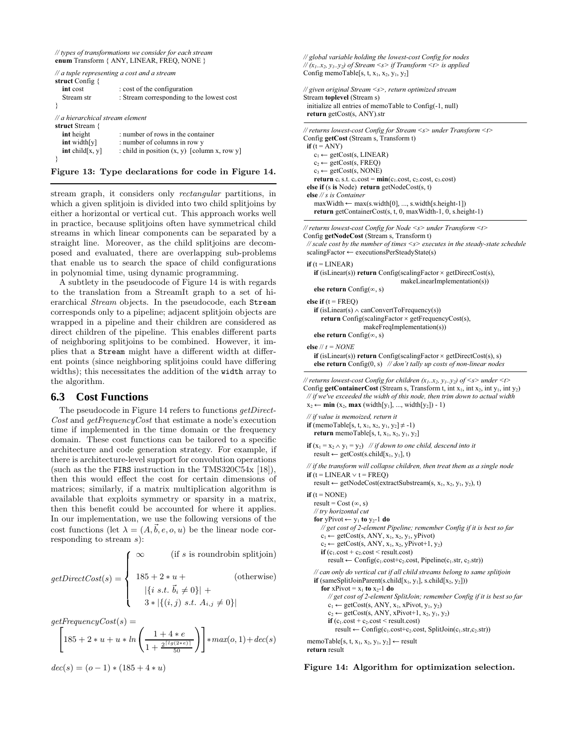```
// types of transformations we consider for each stream
enum Transform { ANY, LINEAR, FREQ, NONE }

// a tuple representing a cost and a stream
struct Config {
   int cost          : cost of the configuration
   Stream str        : Stream corresponding to the lowest cost
}

// a hierarchical stream element
struct Stream {
   int height        : number of rows in the container
   int width[y]      : number of columns in row y
   int child[x, y]   : child in position (x, y)  [column x, row y]
}
```

**Figure 13: Type declarations for code in Figure 14.**

stream graph, it considers only *rectangular* partitions, in which a given splitjoin is divided into two child splitjoins by either a horizontal or vertical cut. This approach works well in practice, because splitjoins often have symmetrical child streams in which linear components can be separated by a straight line. Moreover, as the child splitjoins are decomposed and evaluated, there are overlapping sub-problems that enable us to search the space of child configurations in polynomial time, using dynamic programming.

A subtlety in the pseudocode of Figure 14 is with regards to the translation from a StreamIt graph to a set of hierarchical *Stream* objects. In the pseudocode, each `Stream` corresponds only to a pipeline; adjacent splitjoin objects are wrapped in a pipeline and their children are considered as direct children of the pipeline. This enables different parts of neighboring splitjoins to be combined. However, it implies that a `Stream` might have a different width at different points (since neighboring splitjoins could have differing widths); this necessitates the addition of the `width` array to the algorithm.

## 6.3 Cost Functions

The pseudocode in Figure 14 refers to functions *getDirectCost* and *getFrequencyCost* that estimate a node's execution time if implemented in the time domain or the frequency domain. These cost functions can be tailored to a specific architecture and code generation strategy. For example, if there is architecture-level support for convolution operations (such as the the `FIRS` instruction in the TMS320C54x [18]), then this would effect the cost for certain dimensions of matrices; similarly, if a matrix multiplication algorithm is available that exploits symmetry or sparsity in a matrix, then this benefit could be accounted for where it applies. In our implementation, we use the following versions of the cost functions (let $\lambda = (A, \vec{b}, e, o, u)$ be the linear node corresponding to stream $s$):

$$getDirectCost(s) = \begin{cases} \infty & \text{(if } s \text{ is roundrobin splitjoin)} \\ 185 + 2*u + & \text{(otherwise)} \\ \quad |\{i \ s.t. \ \vec{b}_i \neq 0\}| + & \\ \quad 3*|\{(i,j) \ s.t. \ A_{i,j} \neq 0\}| & \end{cases}$$

$$getFrequencyCost(s) = \left[185 + 2*u + u*ln\left(\frac{1+4*e}{1+\frac{2^{\lceil lg(2*e)\rceil}}{50}}\right)\right]*max(o,1) + dec(s)$$

$$dec(s) = (o-1)*(185+4*u)$$

```
// global variable holding the lowest-cost Config for nodes
// (x1..x2, y1..y2) of Stream <s> if Transform <t> is applied
Config memoTable[s, t, x1, x2, y1, y2]

// given original Stream <s>, return optimized stream
Stream toplevel (Stream s)
  initialize all entries of memoTable to Config(-1, null)
  return getCost(s, ANY).str

// returns lowest-cost Config for Stream <s> under Transform <t>
Config getCost (Stream s, Transform t)
  if (t = ANY)
     c1 ← getCost(s, LINEAR)
     c2 ← getCost(s, FREQ)
     c3 ← getCost(s, NONE)
     return ci s.t. ci.cost = min(c1.cost, c2.cost, c3.cost)
  else if (s is Node)  return getNodeCost(s, t)
  else // s is Container
     maxWidth ← max(s.width[0], ..., s.width[s.height-1])
     return getContainerCost(s, t, 0, maxWidth-1, 0, s.height-1)

// returns lowest-cost Config for Node <s> under Transform <t>
Config getNodeCost (Stream s, Transform t)
  // scale cost by the number of times <s> executes in the steady-state schedule
  scalingFactor ← executionsPerSteadyState(s)

  if (t = LINEAR)
     if (isLinear(s)) return Config(scalingFactor × getDirectCost(s),
                                     makeLinearImplementation(s))
     else return Config(∞, s)

  else if (t = FREQ)
     if (isLinear(s) ∧ canConvertToFrequency(s))
        return Config(scalingFactor × getFrequencyCost(s),
                      makeFreqImplementation(s))
     else return Config(∞, s)

  else // t = NONE
     if (isLinear(s)) return Config(scalingFactor × getDirectCost(s), s)
     else return Config(0, s)  // don't tally up costs of non-linear nodes

// returns lowest-cost Config for children (x1..x2, y1..y2) of <s> under <t>
Config getContainerCost (Stream s, Transform t, int x1, int x2, int y1, int y2)
  // if we've exceeded the width of this node, then trim down to actual width
  x2 ← min (x2, max (width[y1], ..., width[y2]) - 1)

  // if value is memoized, return it
  if (memoTable[s, t, x1, x2, y1, y2] ≠ -1)
     return memoTable[s, t, x1, x2, y1, y2]

  if (x1 = x2 ∧ y1 = y2)   // if down to one child, descend into it
     result ← getCost(s.child[x1, y1], t)

  // if the transform will collapse children, then treat them as a single node
  if (t = LINEAR ∨ t = FREQ)
     result ← getNodeCost(extractSubstream(s, x1, x2, y1, y2), t)

  if (t = NONE)
     result = Cost (∞, s)
     // try horizontal cut
     for yPivot ← y1 to y2-1 do
        // get cost of 2-element Pipeline; remember Config if it is best so far
        c1 ← getCost(s, ANY, x1, x2, y1, yPivot)
        c2 ← getCost(s, ANY, x1, x2, yPivot+1, y2)
        if (c1.cost + c2.cost < result.cost)
           result ← Config(c1.cost+c2.cost, Pipeline(c1.str, c2.str))

     // can only do vertical cut if all child streams belong to same splitjoin
     if (sameSplitJoinParent(s.child[x1, y1], s.child[x2, y2]))
        for xPivot = x1 to x2-1 do
           // get cost of 2-element SplitJoin; remember Config if it is best so far
           c1 ← getCost(s, ANY, x1, xPivot, y1, y2)
           c2 ← getCost(s, ANY, xPivot+1, x2, y1, y2)
           if (c1.cost + c2.cost < result.cost)
              result ← Config(c1.cost+c2.cost, SplitJoin(c1.str,c2.str))

  memoTable[s, t, x1, x2, y1, y2] ← result
  return result
```

**Figure 14: Algorithm for optimization selection.**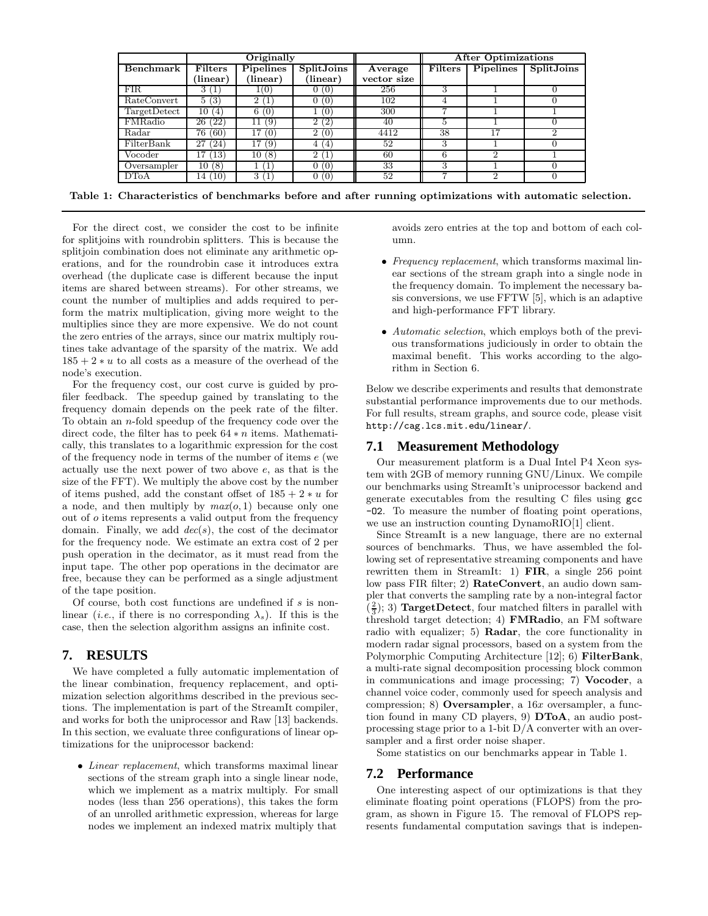| | Originally | | | | After Optimizations | | |
|---|---|---|---|---|---|---|---|
| Benchmark | Filters (linear) | Pipelines (linear) | SplitJoins (linear) | Average vector size | Filters | Pipelines | SplitJoins |
| FIR | 3 (1) | 1(0) | 0 (0) | 256 | 3 | 1 | 0 |
| RateConvert | 5 (3) | 2 (1) | 0 (0) | 102 | 4 | 1 | 0 |
| TargetDetect | 10 (4) | 6 (0) | 1 (0) | 300 | 7 | 1 | 1 |
| FMRadio | 26 (22) | 11 (9) | 2 (2) | 40 | 5 | 1 | 0 |
| Radar | 76 (60) | 17 (0) | 2 (0) | 4412 | 38 | 17 | 2 |
| FilterBank | 27 (24) | 17 (9) | 4 (4) | 52 | 3 | 1 | 0 |
| Vocoder | 17 (13) | 10 (8) | 2 (1) | 60 | 6 | 2 | 1 |
| Oversampler | 10 (8) | 1 (1) | 0 (0) | 33 | 3 | 1 | 0 |
| DToA | 14 (10) | 3 (1) | 0 (0) | 52 | 7 | 2 | 0 |

**Table 1: Characteristics of benchmarks before and after running optimizations with automatic selection.**

For the direct cost, we consider the cost to be infinite for splitjoins with roundrobin splitters. This is because the splitjoin combination does not eliminate any arithmetic operations, and for the roundrobin case it introduces extra overhead (the duplicate case is different because the input items are shared between streams). For other streams, we count the number of multiplies and adds required to perform the matrix multiplication, giving more weight to the multiplies since they are more expensive. We do not count the zero entries of the arrays, since our matrix multiply routines take advantage of the sparsity of the matrix. We add $185 + 2 * u$ to all costs as a measure of the overhead of the node's execution.

For the frequency cost, our cost curve is guided by profiler feedback. The speedup gained by translating to the frequency domain depends on the peek rate of the filter. To obtain an $n$-fold speedup of the frequency code over the direct code, the filter has to peek $64 * n$ items. Mathematically, this translates to a logarithmic expression for the cost of the frequency node in terms of the number of items $e$ (we actually use the next power of two above $e$, as that is the size of the FFT). We multiply the above cost by the number of items pushed, add the constant offset of $185 + 2 * u$ for a node, and then multiply by $max(o, 1)$ because only one out of $o$ items represents a valid output from the frequency domain. Finally, we add $dec(s)$, the cost of the decimator for the frequency node. We estimate an extra cost of 2 per push operation in the decimator, as it must read from the input tape. The other pop operations in the decimator are free, because they can be performed as a single adjustment of the tape position.

Of course, both cost functions are undefined if $s$ is nonlinear (*i.e.*, if there is no corresponding $\lambda_s$). If this is the case, then the selection algorithm assigns an infinite cost.

# 7. RESULTS

We have completed a fully automatic implementation of the linear combination, frequency replacement, and optimization selection algorithms described in the previous sections. The implementation is part of the StreamIt compiler, and works for both the uniprocessor and Raw [13] backends. In this section, we evaluate three configurations of linear optimizations for the uniprocessor backend:

- *Linear replacement*, which transforms maximal linear sections of the stream graph into a single linear node, which we implement as a matrix multiply. For small nodes (less than 256 operations), this takes the form of an unrolled arithmetic expression, whereas for large nodes we implement an indexed matrix multiply that avoids zero entries at the top and bottom of each column.
- *Frequency replacement*, which transforms maximal linear sections of the stream graph into a single node in the frequency domain. To implement the necessary basis conversions, we use FFTW [5], which is an adaptive and high-performance FFT library.
- *Automatic selection*, which employs both of the previous transformations judiciously in order to obtain the maximal benefit. This works according to the algorithm in Section 6.

Below we describe experiments and results that demonstrate substantial performance improvements due to our methods. For full results, stream graphs, and source code, please visit http://cag.lcs.mit.edu/linear/.

## 7.1 Measurement Methodology

Our measurement platform is a Dual Intel P4 Xeon system with 2GB of memory running GNU/Linux. We compile our benchmarks using StreamIt's uniprocessor backend and generate executables from the resulting C files using `gcc -O2`. To measure the number of floating point operations, we use an instruction counting DynamoRIO[1] client.

Since StreamIt is a new language, there are no external sources of benchmarks. Thus, we have assembled the following set of representative streaming components and have rewritten them in StreamIt: 1) **FIR**, a single 256 point low pass FIR filter; 2) **RateConvert**, an audio down sampler that converts the sampling rate by a non-integral factor ($\frac{2}{3}$); 3) **TargetDetect**, four matched filters in parallel with threshold target detection; 4) **FMRadio**, an FM software radio with equalizer; 5) **Radar**, the core functionality in modern radar signal processors, based on a system from the Polymorphic Computing Architecture [12]; 6) **FilterBank**, a multi-rate signal decomposition processing block common in communications and image processing; 7) **Vocoder**, a channel voice coder, commonly used for speech analysis and compression; 8) **Oversampler**, a 16$x$ oversampler, a function found in many CD players, 9) **DToA**, an audio post-processing stage prior to a 1-bit D/A converter with an oversampler and a first order noise shaper.

Some statistics on our benchmarks appear in Table 1.

## 7.2 Performance

One interesting aspect of our optimizations is that they eliminate floating point operations (FLOPS) from the program, as shown in Figure 15. The removal of FLOPS represents fundamental computation savings that is indepen-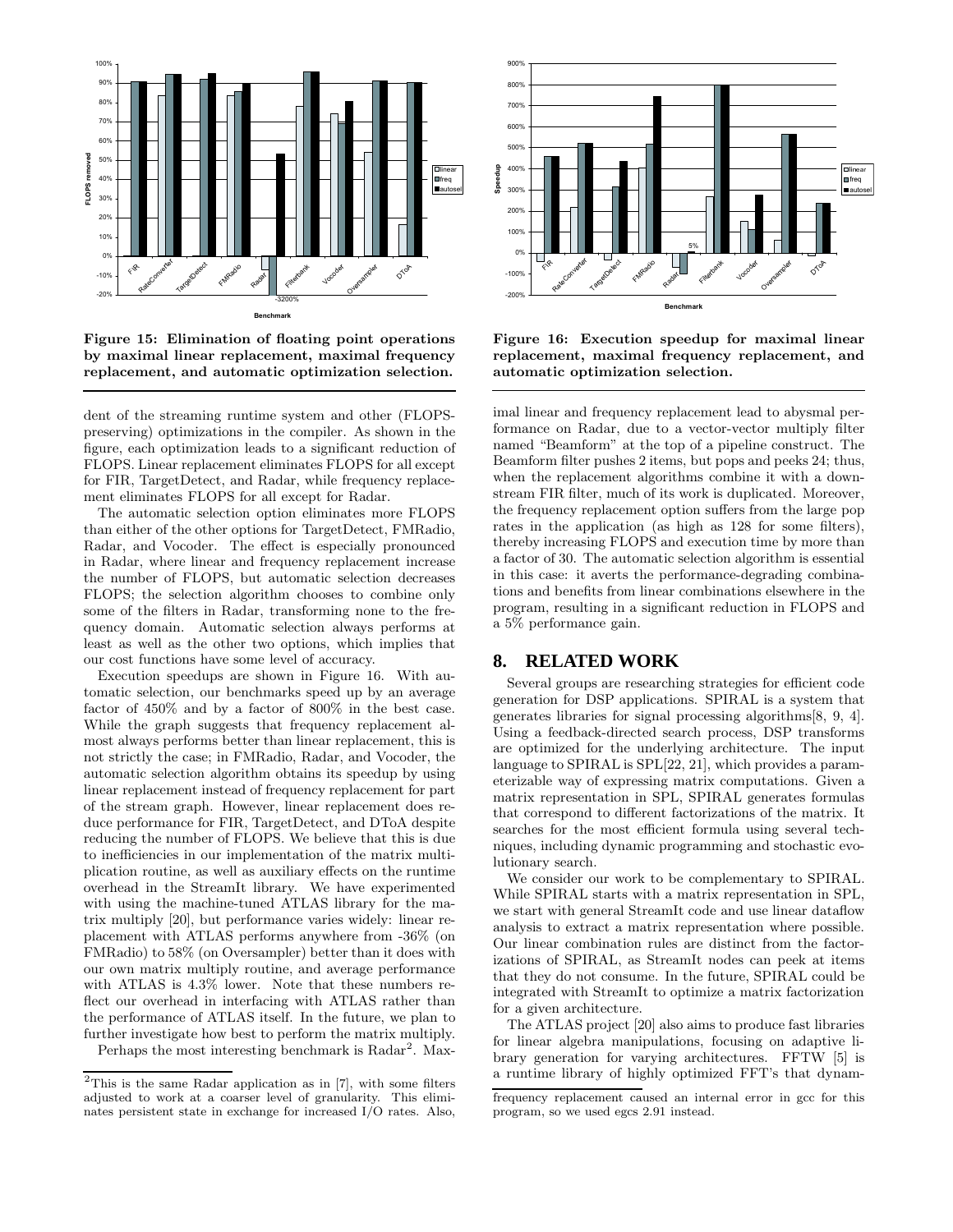Figure 15: Elimination of floating point operations by maximal linear replacement, maximal frequency replacement, and automatic optimization selection.

Figure 16: Execution speedup for maximal linear replacement, maximal frequency replacement, and automatic optimization selection.

dent of the streaming runtime system and other (FLOPS-preserving) optimizations in the compiler. As shown in the figure, each optimization leads to a significant reduction of FLOPS. Linear replacement eliminates FLOPS for all except for FIR, TargetDetect, and Radar, while frequency replacement eliminates FLOPS for all except for Radar.

The automatic selection option eliminates more FLOPS than either of the other options for TargetDetect, FMRadio, Radar, and Vocoder. The effect is especially pronounced in Radar, where linear and frequency replacement increase the number of FLOPS, but automatic selection decreases FLOPS; the selection algorithm chooses to combine only some of the filters in Radar, transforming none to the frequency domain. Automatic selection always performs at least as well as the other two options, which implies that our cost functions have some level of accuracy.

Execution speedups are shown in Figure 16. With automatic selection, our benchmarks speed up by an average factor of 450% and by a factor of 800% in the best case. While the graph suggests that frequency replacement almost always performs better than linear replacement, this is not strictly the case; in FMRadio, Radar, and Vocoder, the automatic selection algorithm obtains its speedup by using linear replacement instead of frequency replacement for part of the stream graph. However, linear replacement does reduce performance for FIR, TargetDetect, and DToA despite reducing the number of FLOPS. We believe that this is due to inefficiencies in our implementation of the matrix multiplication routine, as well as auxiliary effects on the runtime overhead in the StreamIt library. We have experimented with using the machine-tuned ATLAS library for the matrix multiply [20], but performance varies widely: linear replacement with ATLAS performs anywhere from -36% (on FMRadio) to 58% (on Oversampler) better than it does with our own matrix multiply routine, and average performance with ATLAS is 4.3% lower. Note that these numbers reflect our overhead in interfacing with ATLAS rather than the performance of ATLAS itself. In the future, we plan to further investigate how best to perform the matrix multiply.

Perhaps the most interesting benchmark is Radar[2]. Maximal linear and frequency replacement lead to abysmal performance on Radar, due to a vector-vector multiply filter named "Beamform" at the top of a pipeline construct. The Beamform filter pushes 2 items, but pops and peeks 24; thus, when the replacement algorithms combine it with a downstream FIR filter, much of its work is duplicated. Moreover, the frequency replacement option suffers from the large pop rates in the application (as high as 128 for some filters), thereby increasing FLOPS and execution time by more than a factor of 30. The automatic selection algorithm is essential in this case: it averts the performance-degrading combinations and benefits from linear combinations elsewhere in the program, resulting in a significant reduction in FLOPS and a 5% performance gain.

## 8. RELATED WORK

Several groups are researching strategies for efficient code generation for DSP applications. SPIRAL is a system that generates libraries for signal processing algorithms[8, 9, 4]. Using a feedback-directed search process, DSP transforms are optimized for the underlying architecture. The input language to SPIRAL is SPL[22, 21], which provides a parameterizable way of expressing matrix computations. Given a matrix representation in SPL, SPIRAL generates formulas that correspond to different factorizations of the matrix. It searches for the most efficient formula using several techniques, including dynamic programming and stochastic evolutionary search.

We consider our work to be complementary to SPIRAL. While SPIRAL starts with a matrix representation in SPL, we start with general StreamIt code and use linear dataflow analysis to extract a matrix representation where possible. Our linear combination rules are distinct from the factorizations of SPIRAL, as StreamIt nodes can peek at items that they do not consume. In the future, SPIRAL could be integrated with StreamIt to optimize a matrix factorization for a given architecture.

The ATLAS project [20] also aims to produce fast libraries for linear algebra manipulations, focusing on adaptive library generation for varying architectures. FFTW [5] is a runtime library of highly optimized FFT's that dynam-

[2] This is the same Radar application as in [7], with some filters adjusted to work at a coarser level of granularity. This eliminates persistent state in exchange for increased I/O rates. Also, frequency replacement caused an internal error in gcc for this program, so we used egcs 2.91 instead.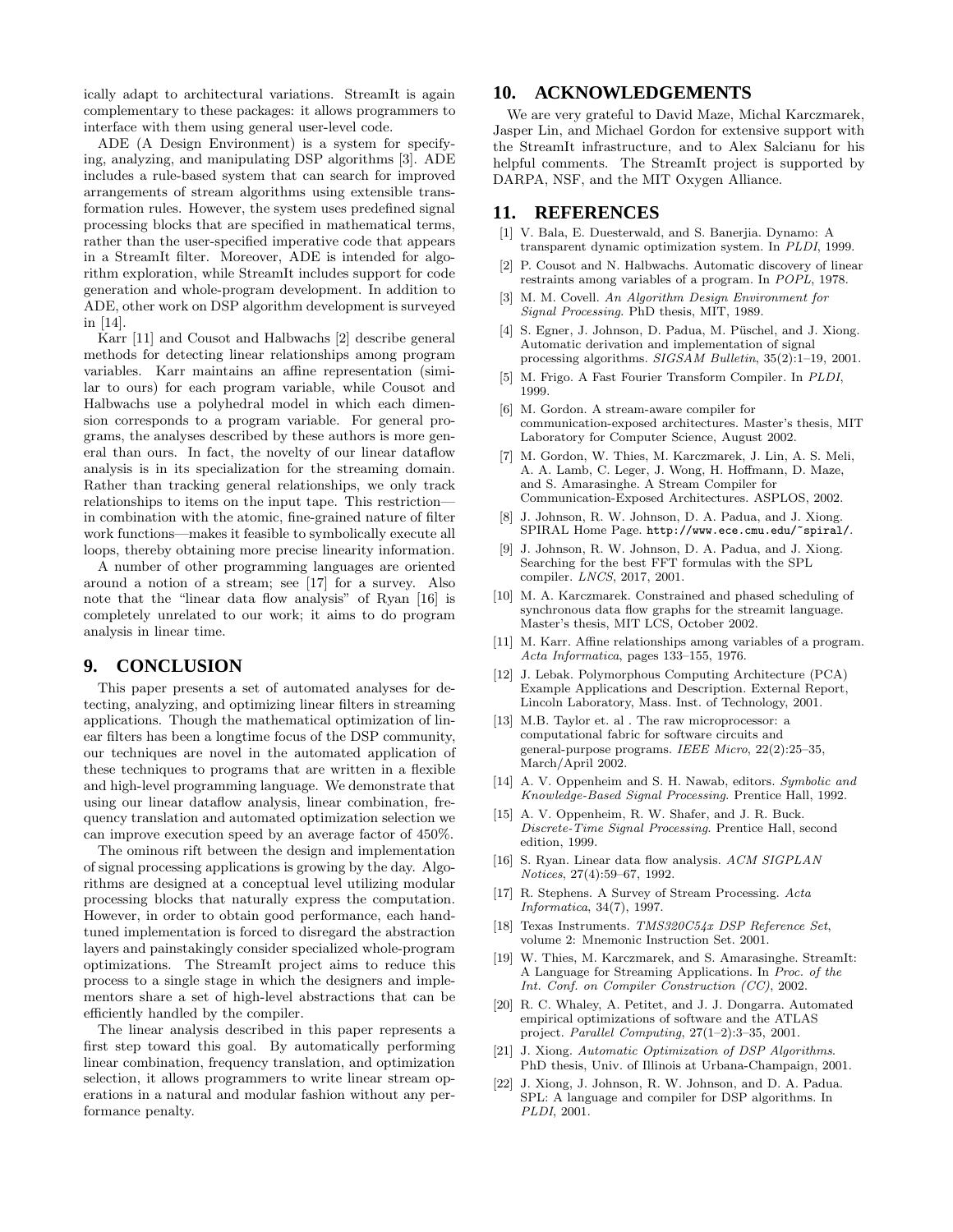ically adapt to architectural variations. StreamIt is again complementary to these packages: it allows programmers to interface with them using general user-level code.

ADE (A Design Environment) is a system for specifying, analyzing, and manipulating DSP algorithms [3]. ADE includes a rule-based system that can search for improved arrangements of stream algorithms using extensible transformation rules. However, the system uses predefined signal processing blocks that are specified in mathematical terms, rather than the user-specified imperative code that appears in a StreamIt filter. Moreover, ADE is intended for algorithm exploration, while StreamIt includes support for code generation and whole-program development. In addition to ADE, other work on DSP algorithm development is surveyed in [14].

Karr [11] and Cousot and Halbwachs [2] describe general methods for detecting linear relationships among program variables. Karr maintains an affine representation (similar to ours) for each program variable, while Cousot and Halbwachs use a polyhedral model in which each dimension corresponds to a program variable. For general programs, the analyses described by these authors is more general than ours. In fact, the novelty of our linear dataflow analysis is in its specialization for the streaming domain. Rather than tracking general relationships, we only track relationships to items on the input tape. This restriction—in combination with the atomic, fine-grained nature of filter work functions—makes it feasible to symbolically execute all loops, thereby obtaining more precise linearity information.

A number of other programming languages are oriented around a notion of a stream; see [17] for a survey. Also note that the "linear data flow analysis" of Ryan [16] is completely unrelated to our work; it aims to do program analysis in linear time.

## 9. CONCLUSION

This paper presents a set of automated analyses for detecting, analyzing, and optimizing linear filters in streaming applications. Though the mathematical optimization of linear filters has been a longtime focus of the DSP community, our techniques are novel in the automated application of these techniques to programs that are written in a flexible and high-level programming language. We demonstrate that using our linear dataflow analysis, linear combination, frequency translation and automated optimization selection we can improve execution speed by an average factor of 450%.

The ominous rift between the design and implementation of signal processing applications is growing by the day. Algorithms are designed at a conceptual level utilizing modular processing blocks that naturally express the computation. However, in order to obtain good performance, each hand-tuned implementation is forced to disregard the abstraction layers and painstakingly consider specialized whole-program optimizations. The StreamIt project aims to reduce this process to a single stage in which the designers and implementors share a set of high-level abstractions that can be efficiently handled by the compiler.

The linear analysis described in this paper represents a first step toward this goal. By automatically performing linear combination, frequency translation, and optimization selection, it allows programmers to write linear stream operations in a natural and modular fashion without any performance penalty.

## 10. ACKNOWLEDGEMENTS

We are very grateful to David Maze, Michal Karczmarek, Jasper Lin, and Michael Gordon for extensive support with the StreamIt infrastructure, and to Alex Salcianu for his helpful comments. The StreamIt project is supported by DARPA, NSF, and the MIT Oxygen Alliance.

## 11. REFERENCES

[1] V. Bala, E. Duesterwald, and S. Banerjia. Dynamo: A transparent dynamic optimization system. In *PLDI*, 1999.

[2] P. Cousot and N. Halbwachs. Automatic discovery of linear restraints among variables of a program. In *POPL*, 1978.

[3] M. M. Covell. *An Algorithm Design Environment for Signal Processing*. PhD thesis, MIT, 1989.

[4] S. Egner, J. Johnson, D. Padua, M. Püschel, and J. Xiong. Automatic derivation and implementation of signal processing algorithms. *SIGSAM Bulletin*, 35(2):1–19, 2001.

[5] M. Frigo. A Fast Fourier Transform Compiler. In *PLDI*, 1999.

[6] M. Gordon. A stream-aware compiler for communication-exposed architectures. Master's thesis, MIT Laboratory for Computer Science, August 2002.

[7] M. Gordon, W. Thies, M. Karczmarek, J. Lin, A. S. Meli, A. A. Lamb, C. Leger, J. Wong, H. Hoffmann, D. Maze, and S. Amarasinghe. A Stream Compiler for Communication-Exposed Architectures. ASPLOS, 2002.

[8] J. Johnson, R. W. Johnson, D. A. Padua, and J. Xiong. SPIRAL Home Page. `http://www.ece.cmu.edu/~spiral/`.

[9] J. Johnson, R. W. Johnson, D. A. Padua, and J. Xiong. Searching for the best FFT formulas with the SPL compiler. *LNCS*, 2017, 2001.

[10] M. A. Karczmarek. Constrained and phased scheduling of synchronous data flow graphs for the streamit language. Master's thesis, MIT LCS, October 2002.

[11] M. Karr. Affine relationships among variables of a program. *Acta Informatica*, pages 133–155, 1976.

[12] J. Lebak. Polymorphous Computing Architecture (PCA) Example Applications and Description. External Report, Lincoln Laboratory, Mass. Inst. of Technology, 2001.

[13] M.B. Taylor et. al . The raw microprocessor: a computational fabric for software circuits and general-purpose programs. *IEEE Micro*, 22(2):25–35, March/April 2002.

[14] A. V. Oppenheim and S. H. Nawab, editors. *Symbolic and Knowledge-Based Signal Processing*. Prentice Hall, 1992.

[15] A. V. Oppenheim, R. W. Shafer, and J. R. Buck. *Discrete-Time Signal Processing*. Prentice Hall, second edition, 1999.

[16] S. Ryan. Linear data flow analysis. *ACM SIGPLAN Notices*, 27(4):59–67, 1992.

[17] R. Stephens. A Survey of Stream Processing. *Acta Informatica*, 34(7), 1997.

[18] Texas Instruments. *TMS320C54x DSP Reference Set*, volume 2: Mnemonic Instruction Set. 2001.

[19] W. Thies, M. Karczmarek, and S. Amarasinghe. StreamIt: A Language for Streaming Applications. In *Proc. of the Int. Conf. on Compiler Construction (CC)*, 2002.

[20] R. C. Whaley, A. Petitet, and J. J. Dongarra. Automated empirical optimizations of software and the ATLAS project. *Parallel Computing*, 27(1–2):3–35, 2001.

[21] J. Xiong. *Automatic Optimization of DSP Algorithms*. PhD thesis, Univ. of Illinois at Urbana-Champaign, 2001.

[22] J. Xiong, J. Johnson, R. W. Johnson, and D. A. Padua. SPL: A language and compiler for DSP algorithms. In *PLDI*, 2001.